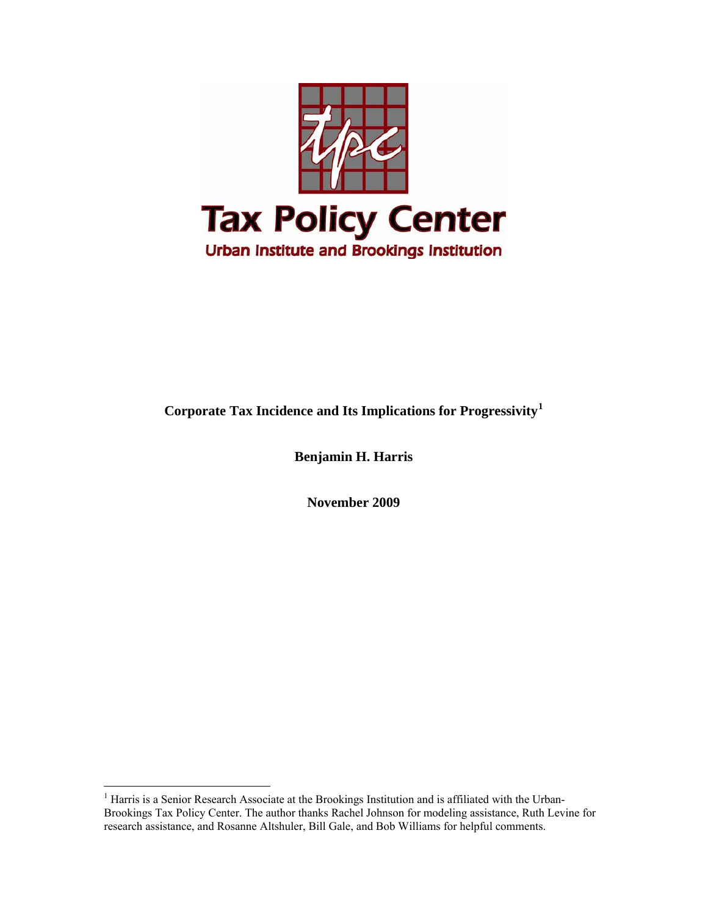Tax Policy Center

Urban Institute and Brookings Institution

# Corporate Tax Incidence and Its Implications for Progressivity[1]

**Benjamin H. Harris**

**November 2009**

---

[1] Harris is a Senior Research Associate at the Brookings Institution and is affiliated with the Urban-Brookings Tax Policy Center. The author thanks Rachel Johnson for modeling assistance, Ruth Levine for research assistance, and Rosanne Altshuler, Bill Gale, and Bob Williams for helpful comments.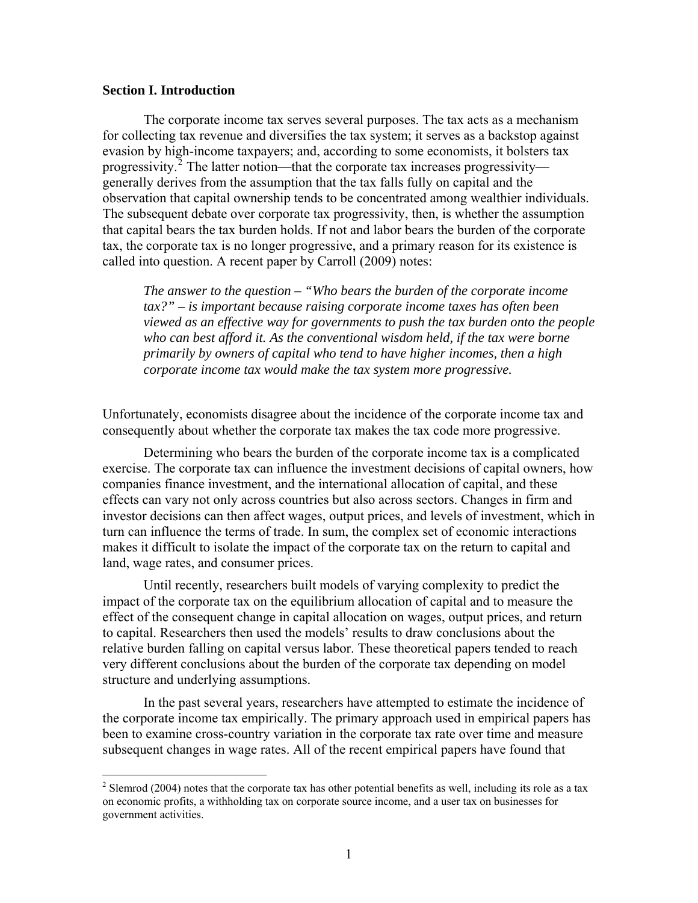## Section I. Introduction

The corporate income tax serves several purposes. The tax acts as a mechanism for collecting tax revenue and diversifies the tax system; it serves as a backstop against evasion by high-income taxpayers; and, according to some economists, it bolsters tax progressivity.[2] The latter notion—that the corporate tax increases progressivity—generally derives from the assumption that the tax falls fully on capital and the observation that capital ownership tends to be concentrated among wealthier individuals. The subsequent debate over corporate tax progressivity, then, is whether the assumption that capital bears the tax burden holds. If not and labor bears the burden of the corporate tax, the corporate tax is no longer progressive, and a primary reason for its existence is called into question. A recent paper by Carroll (2009) notes:

> ***The answer to the question – "Who bears the burden of the corporate income tax?" – is important because raising corporate income taxes has often been viewed as an effective way for governments to push the tax burden onto the people who can best afford it. As the conventional wisdom held, if the tax were borne primarily by owners of capital who tend to have higher incomes, then a high corporate income tax would make the tax system more progressive.***

Unfortunately, economists disagree about the incidence of the corporate income tax and consequently about whether the corporate tax makes the tax code more progressive.

Determining who bears the burden of the corporate income tax is a complicated exercise. The corporate tax can influence the investment decisions of capital owners, how companies finance investment, and the international allocation of capital, and these effects can vary not only across countries but also across sectors. Changes in firm and investor decisions can then affect wages, output prices, and levels of investment, which in turn can influence the terms of trade. In sum, the complex set of economic interactions makes it difficult to isolate the impact of the corporate tax on the return to capital and land, wage rates, and consumer prices.

Until recently, researchers built models of varying complexity to predict the impact of the corporate tax on the equilibrium allocation of capital and to measure the effect of the consequent change in capital allocation on wages, output prices, and return to capital. Researchers then used the models' results to draw conclusions about the relative burden falling on capital versus labor. These theoretical papers tended to reach very different conclusions about the burden of the corporate tax depending on model structure and underlying assumptions.

In the past several years, researchers have attempted to estimate the incidence of the corporate income tax empirically. The primary approach used in empirical papers has been to examine cross-country variation in the corporate tax rate over time and measure subsequent changes in wage rates. All of the recent empirical papers have found that

[2] Slemrod (2004) notes that the corporate tax has other potential benefits as well, including its role as a tax on economic profits, a withholding tax on corporate source income, and a user tax on businesses for government activities.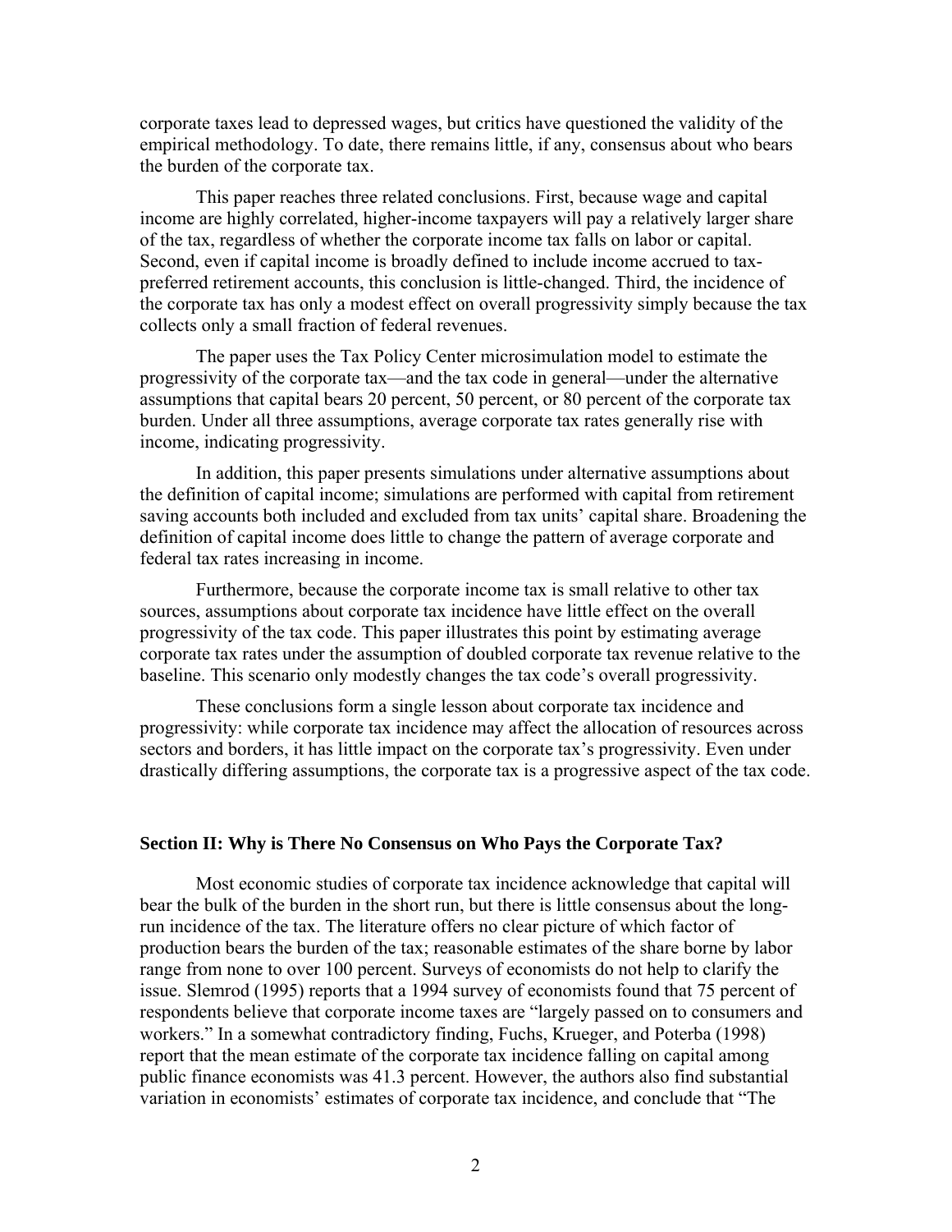corporate taxes lead to depressed wages, but critics have questioned the validity of the empirical methodology. To date, there remains little, if any, consensus about who bears the burden of the corporate tax.

This paper reaches three related conclusions. First, because wage and capital income are highly correlated, higher-income taxpayers will pay a relatively larger share of the tax, regardless of whether the corporate income tax falls on labor or capital. Second, even if capital income is broadly defined to include income accrued to tax-preferred retirement accounts, this conclusion is little-changed. Third, the incidence of the corporate tax has only a modest effect on overall progressivity simply because the tax collects only a small fraction of federal revenues.

The paper uses the Tax Policy Center microsimulation model to estimate the progressivity of the corporate tax—and the tax code in general—under the alternative assumptions that capital bears 20 percent, 50 percent, or 80 percent of the corporate tax burden. Under all three assumptions, average corporate tax rates generally rise with income, indicating progressivity.

In addition, this paper presents simulations under alternative assumptions about the definition of capital income; simulations are performed with capital from retirement saving accounts both included and excluded from tax units' capital share. Broadening the definition of capital income does little to change the pattern of average corporate and federal tax rates increasing in income.

Furthermore, because the corporate income tax is small relative to other tax sources, assumptions about corporate tax incidence have little effect on the overall progressivity of the tax code. This paper illustrates this point by estimating average corporate tax rates under the assumption of doubled corporate tax revenue relative to the baseline. This scenario only modestly changes the tax code's overall progressivity.

These conclusions form a single lesson about corporate tax incidence and progressivity: while corporate tax incidence may affect the allocation of resources across sectors and borders, it has little impact on the corporate tax's progressivity. Even under drastically differing assumptions, the corporate tax is a progressive aspect of the tax code.

## Section II: Why is There No Consensus on Who Pays the Corporate Tax?

Most economic studies of corporate tax incidence acknowledge that capital will bear the bulk of the burden in the short run, but there is little consensus about the long-run incidence of the tax. The literature offers no clear picture of which factor of production bears the burden of the tax; reasonable estimates of the share borne by labor range from none to over 100 percent. Surveys of economists do not help to clarify the issue. Slemrod (1995) reports that a 1994 survey of economists found that 75 percent of respondents believe that corporate income taxes are "largely passed on to consumers and workers." In a somewhat contradictory finding, Fuchs, Krueger, and Poterba (1998) report that the mean estimate of the corporate tax incidence falling on capital among public finance economists was 41.3 percent. However, the authors also find substantial variation in economists' estimates of corporate tax incidence, and conclude that "The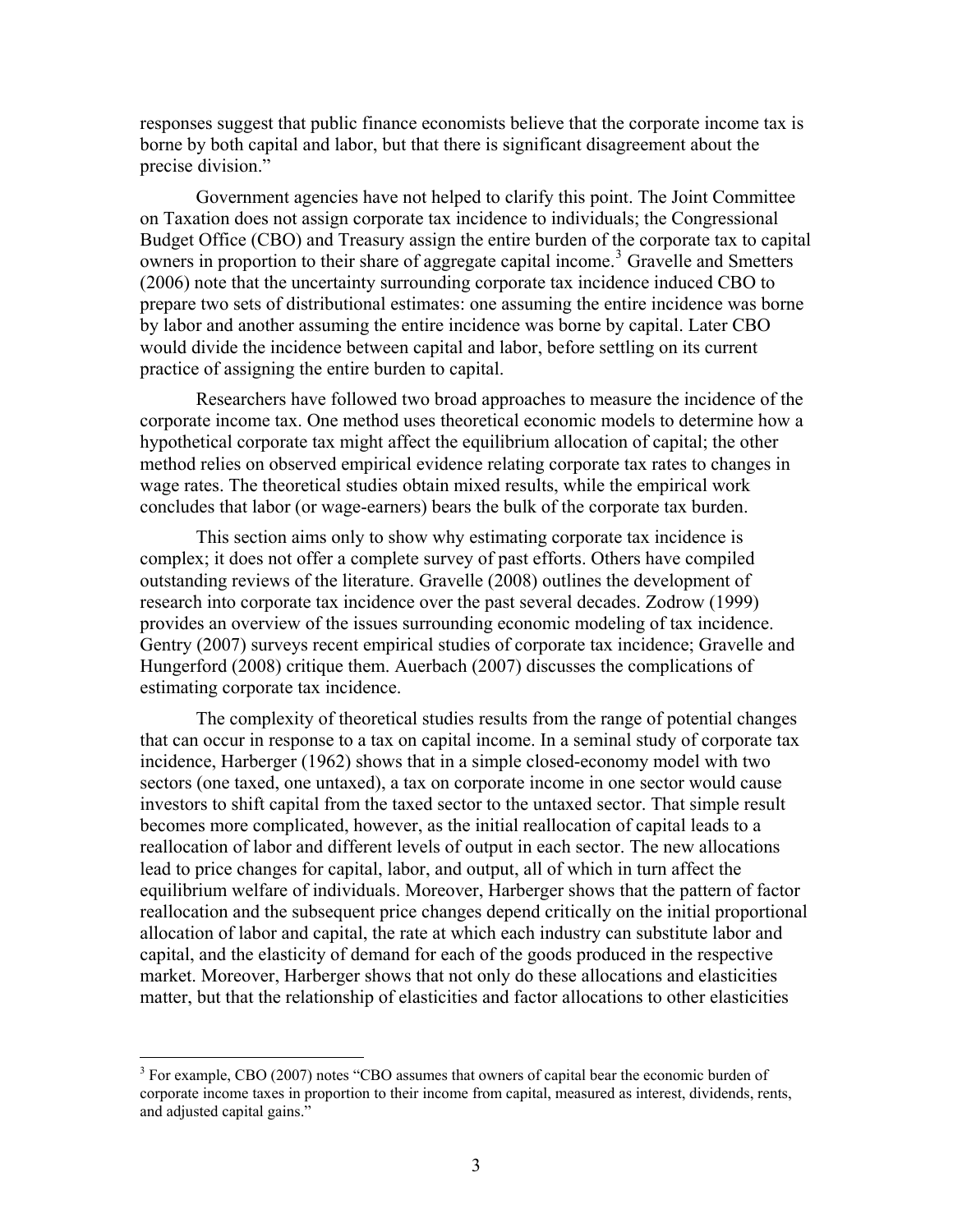responses suggest that public finance economists believe that the corporate income tax is borne by both capital and labor, but that there is significant disagreement about the precise division."

Government agencies have not helped to clarify this point. The Joint Committee on Taxation does not assign corporate tax incidence to individuals; the Congressional Budget Office (CBO) and Treasury assign the entire burden of the corporate tax to capital owners in proportion to their share of aggregate capital income.[3] Gravelle and Smetters (2006) note that the uncertainty surrounding corporate tax incidence induced CBO to prepare two sets of distributional estimates: one assuming the entire incidence was borne by labor and another assuming the entire incidence was borne by capital. Later CBO would divide the incidence between capital and labor, before settling on its current practice of assigning the entire burden to capital.

Researchers have followed two broad approaches to measure the incidence of the corporate income tax. One method uses theoretical economic models to determine how a hypothetical corporate tax might affect the equilibrium allocation of capital; the other method relies on observed empirical evidence relating corporate tax rates to changes in wage rates. The theoretical studies obtain mixed results, while the empirical work concludes that labor (or wage-earners) bears the bulk of the corporate tax burden.

This section aims only to show why estimating corporate tax incidence is complex; it does not offer a complete survey of past efforts. Others have compiled outstanding reviews of the literature. Gravelle (2008) outlines the development of research into corporate tax incidence over the past several decades. Zodrow (1999) provides an overview of the issues surrounding economic modeling of tax incidence. Gentry (2007) surveys recent empirical studies of corporate tax incidence; Gravelle and Hungerford (2008) critique them. Auerbach (2007) discusses the complications of estimating corporate tax incidence.

The complexity of theoretical studies results from the range of potential changes that can occur in response to a tax on capital income. In a seminal study of corporate tax incidence, Harberger (1962) shows that in a simple closed-economy model with two sectors (one taxed, one untaxed), a tax on corporate income in one sector would cause investors to shift capital from the taxed sector to the untaxed sector. That simple result becomes more complicated, however, as the initial reallocation of capital leads to a reallocation of labor and different levels of output in each sector. The new allocations lead to price changes for capital, labor, and output, all of which in turn affect the equilibrium welfare of individuals. Moreover, Harberger shows that the pattern of factor reallocation and the subsequent price changes depend critically on the initial proportional allocation of labor and capital, the rate at which each industry can substitute labor and capital, and the elasticity of demand for each of the goods produced in the respective market. Moreover, Harberger shows that not only do these allocations and elasticities matter, but that the relationship of elasticities and factor allocations to other elasticities

[3] For example, CBO (2007) notes "CBO assumes that owners of capital bear the economic burden of corporate income taxes in proportion to their income from capital, measured as interest, dividends, rents, and adjusted capital gains."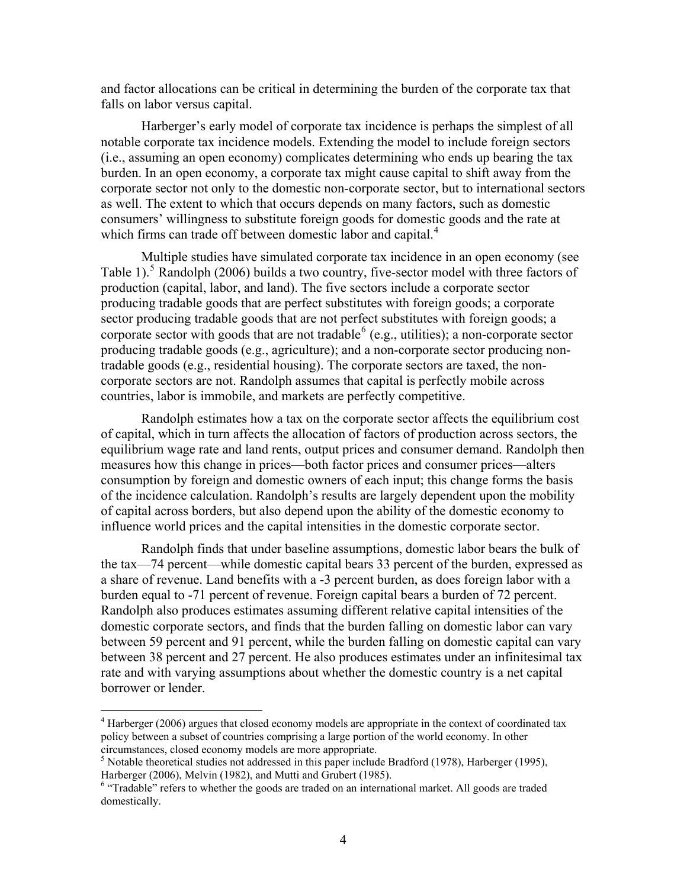and factor allocations can be critical in determining the burden of the corporate tax that falls on labor versus capital.

Harberger's early model of corporate tax incidence is perhaps the simplest of all notable corporate tax incidence models. Extending the model to include foreign sectors (i.e., assuming an open economy) complicates determining who ends up bearing the tax burden. In an open economy, a corporate tax might cause capital to shift away from the corporate sector not only to the domestic non-corporate sector, but to international sectors as well. The extent to which that occurs depends on many factors, such as domestic consumers' willingness to substitute foreign goods for domestic goods and the rate at which firms can trade off between domestic labor and capital.[4]

Multiple studies have simulated corporate tax incidence in an open economy (see Table 1).[5] Randolph (2006) builds a two country, five-sector model with three factors of production (capital, labor, and land). The five sectors include a corporate sector producing tradable goods that are perfect substitutes with foreign goods; a corporate sector producing tradable goods that are not perfect substitutes with foreign goods; a corporate sector with goods that are not tradable[6] (e.g., utilities); a non-corporate sector producing tradable goods (e.g., agriculture); and a non-corporate sector producing non-tradable goods (e.g., residential housing). The corporate sectors are taxed, the non-corporate sectors are not. Randolph assumes that capital is perfectly mobile across countries, labor is immobile, and markets are perfectly competitive.

Randolph estimates how a tax on the corporate sector affects the equilibrium cost of capital, which in turn affects the allocation of factors of production across sectors, the equilibrium wage rate and land rents, output prices and consumer demand. Randolph then measures how this change in prices—both factor prices and consumer prices—alters consumption by foreign and domestic owners of each input; this change forms the basis of the incidence calculation. Randolph's results are largely dependent upon the mobility of capital across borders, but also depend upon the ability of the domestic economy to influence world prices and the capital intensities in the domestic corporate sector.

Randolph finds that under baseline assumptions, domestic labor bears the bulk of the tax—74 percent—while domestic capital bears 33 percent of the burden, expressed as a share of revenue. Land benefits with a -3 percent burden, as does foreign labor with a burden equal to -71 percent of revenue. Foreign capital bears a burden of 72 percent. Randolph also produces estimates assuming different relative capital intensities of the domestic corporate sectors, and finds that the burden falling on domestic labor can vary between 59 percent and 91 percent, while the burden falling on domestic capital can vary between 38 percent and 27 percent. He also produces estimates under an infinitesimal tax rate and with varying assumptions about whether the domestic country is a net capital borrower or lender.

[4] Harberger (2006) argues that closed economy models are appropriate in the context of coordinated tax policy between a subset of countries comprising a large portion of the world economy. In other circumstances, closed economy models are more appropriate.

[5] Notable theoretical studies not addressed in this paper include Bradford (1978), Harberger (1995), Harberger (2006), Melvin (1982), and Mutti and Grubert (1985).

[6] "Tradable" refers to whether the goods are traded on an international market. All goods are traded domestically.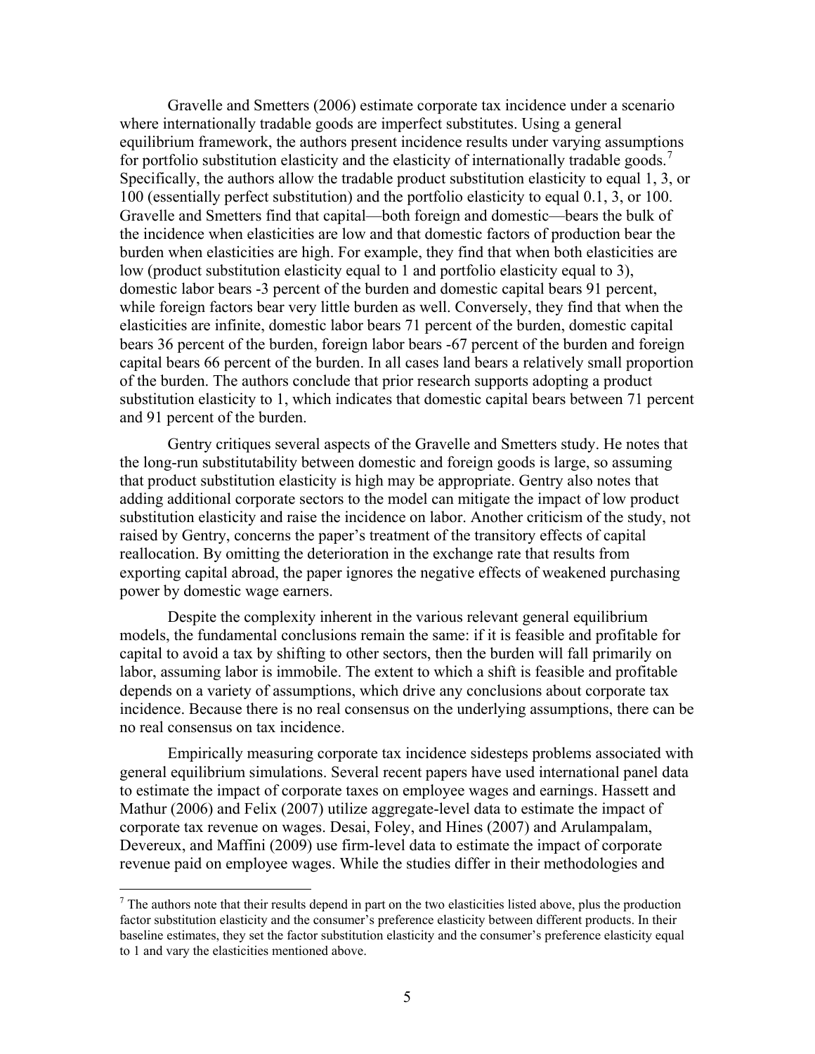Gravelle and Smetters (2006) estimate corporate tax incidence under a scenario where internationally tradable goods are imperfect substitutes. Using a general equilibrium framework, the authors present incidence results under varying assumptions for portfolio substitution elasticity and the elasticity of internationally tradable goods.[7] Specifically, the authors allow the tradable product substitution elasticity to equal 1, 3, or 100 (essentially perfect substitution) and the portfolio elasticity to equal 0.1, 3, or 100. Gravelle and Smetters find that capital—both foreign and domestic—bears the bulk of the incidence when elasticities are low and that domestic factors of production bear the burden when elasticities are high. For example, they find that when both elasticities are low (product substitution elasticity equal to 1 and portfolio elasticity equal to 3), domestic labor bears -3 percent of the burden and domestic capital bears 91 percent, while foreign factors bear very little burden as well. Conversely, they find that when the elasticities are infinite, domestic labor bears 71 percent of the burden, domestic capital bears 36 percent of the burden, foreign labor bears -67 percent of the burden and foreign capital bears 66 percent of the burden. In all cases land bears a relatively small proportion of the burden. The authors conclude that prior research supports adopting a product substitution elasticity to 1, which indicates that domestic capital bears between 71 percent and 91 percent of the burden.

Gentry critiques several aspects of the Gravelle and Smetters study. He notes that the long-run substitutability between domestic and foreign goods is large, so assuming that product substitution elasticity is high may be appropriate. Gentry also notes that adding additional corporate sectors to the model can mitigate the impact of low product substitution elasticity and raise the incidence on labor. Another criticism of the study, not raised by Gentry, concerns the paper's treatment of the transitory effects of capital reallocation. By omitting the deterioration in the exchange rate that results from exporting capital abroad, the paper ignores the negative effects of weakened purchasing power by domestic wage earners.

Despite the complexity inherent in the various relevant general equilibrium models, the fundamental conclusions remain the same: if it is feasible and profitable for capital to avoid a tax by shifting to other sectors, then the burden will fall primarily on labor, assuming labor is immobile. The extent to which a shift is feasible and profitable depends on a variety of assumptions, which drive any conclusions about corporate tax incidence. Because there is no real consensus on the underlying assumptions, there can be no real consensus on tax incidence.

Empirically measuring corporate tax incidence sidesteps problems associated with general equilibrium simulations. Several recent papers have used international panel data to estimate the impact of corporate taxes on employee wages and earnings. Hassett and Mathur (2006) and Felix (2007) utilize aggregate-level data to estimate the impact of corporate tax revenue on wages. Desai, Foley, and Hines (2007) and Arulampalam, Devereux, and Maffini (2009) use firm-level data to estimate the impact of corporate revenue paid on employee wages. While the studies differ in their methodologies and

[7] The authors note that their results depend in part on the two elasticities listed above, plus the production factor substitution elasticity and the consumer's preference elasticity between different products. In their baseline estimates, they set the factor substitution elasticity and the consumer's preference elasticity equal to 1 and vary the elasticities mentioned above.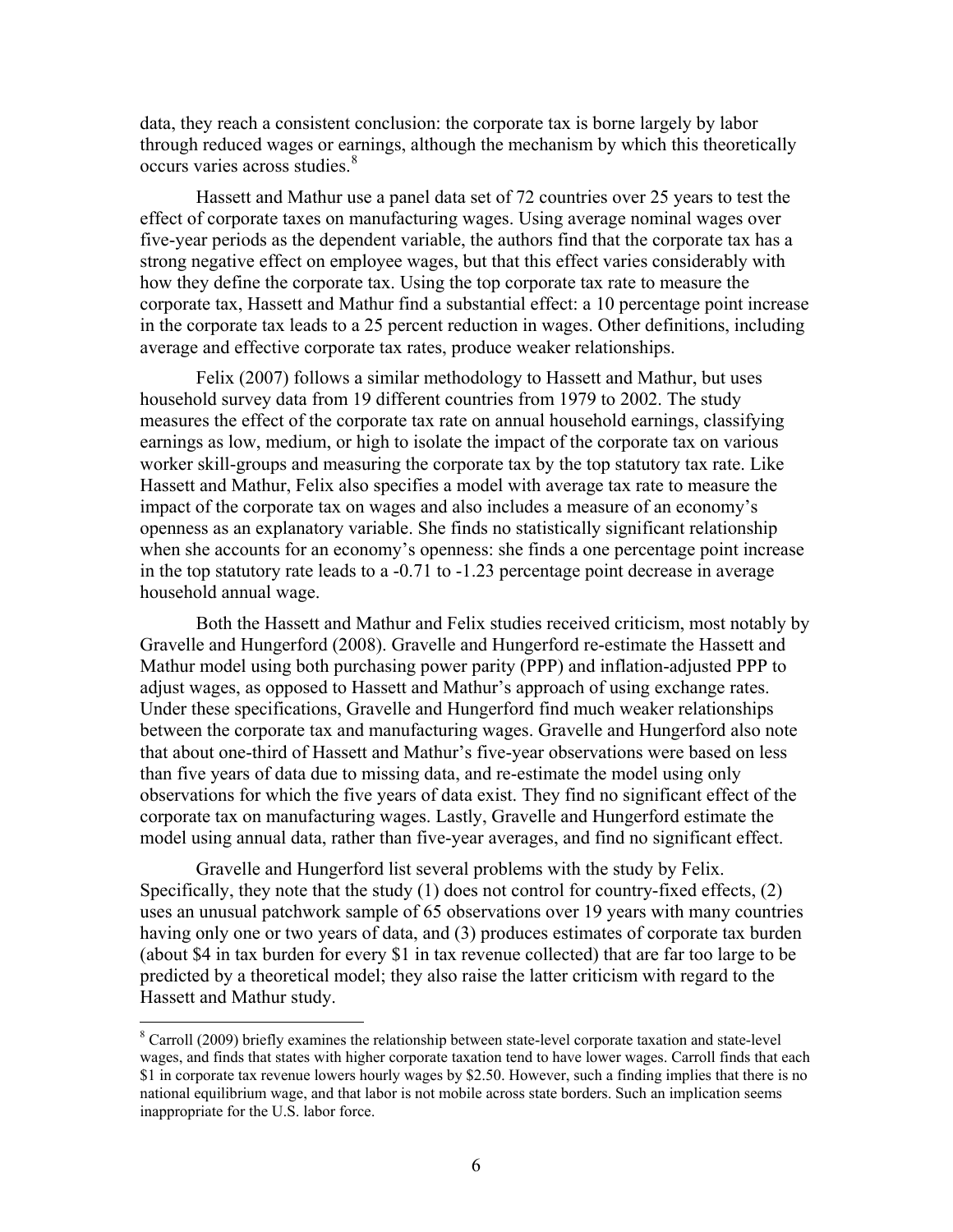data, they reach a consistent conclusion: the corporate tax is borne largely by labor through reduced wages or earnings, although the mechanism by which this theoretically occurs varies across studies.[8]

Hassett and Mathur use a panel data set of 72 countries over 25 years to test the effect of corporate taxes on manufacturing wages. Using average nominal wages over five-year periods as the dependent variable, the authors find that the corporate tax has a strong negative effect on employee wages, but that this effect varies considerably with how they define the corporate tax. Using the top corporate tax rate to measure the corporate tax, Hassett and Mathur find a substantial effect: a 10 percentage point increase in the corporate tax leads to a 25 percent reduction in wages. Other definitions, including average and effective corporate tax rates, produce weaker relationships.

Felix (2007) follows a similar methodology to Hassett and Mathur, but uses household survey data from 19 different countries from 1979 to 2002. The study measures the effect of the corporate tax rate on annual household earnings, classifying earnings as low, medium, or high to isolate the impact of the corporate tax on various worker skill-groups and measuring the corporate tax by the top statutory tax rate. Like Hassett and Mathur, Felix also specifies a model with average tax rate to measure the impact of the corporate tax on wages and also includes a measure of an economy's openness as an explanatory variable. She finds no statistically significant relationship when she accounts for an economy's openness: she finds a one percentage point increase in the top statutory rate leads to a -0.71 to -1.23 percentage point decrease in average household annual wage.

Both the Hassett and Mathur and Felix studies received criticism, most notably by Gravelle and Hungerford (2008). Gravelle and Hungerford re-estimate the Hassett and Mathur model using both purchasing power parity (PPP) and inflation-adjusted PPP to adjust wages, as opposed to Hassett and Mathur's approach of using exchange rates. Under these specifications, Gravelle and Hungerford find much weaker relationships between the corporate tax and manufacturing wages. Gravelle and Hungerford also note that about one-third of Hassett and Mathur's five-year observations were based on less than five years of data due to missing data, and re-estimate the model using only observations for which the five years of data exist. They find no significant effect of the corporate tax on manufacturing wages. Lastly, Gravelle and Hungerford estimate the model using annual data, rather than five-year averages, and find no significant effect.

Gravelle and Hungerford list several problems with the study by Felix. Specifically, they note that the study (1) does not control for country-fixed effects, (2) uses an unusual patchwork sample of 65 observations over 19 years with many countries having only one or two years of data, and (3) produces estimates of corporate tax burden (about \$4 in tax burden for every \$1 in tax revenue collected) that are far too large to be predicted by a theoretical model; they also raise the latter criticism with regard to the Hassett and Mathur study.

---

[8] Carroll (2009) briefly examines the relationship between state-level corporate taxation and state-level wages, and finds that states with higher corporate taxation tend to have lower wages. Carroll finds that each \$1 in corporate tax revenue lowers hourly wages by \$2.50. However, such a finding implies that there is no national equilibrium wage, and that labor is not mobile across state borders. Such an implication seems inappropriate for the U.S. labor force.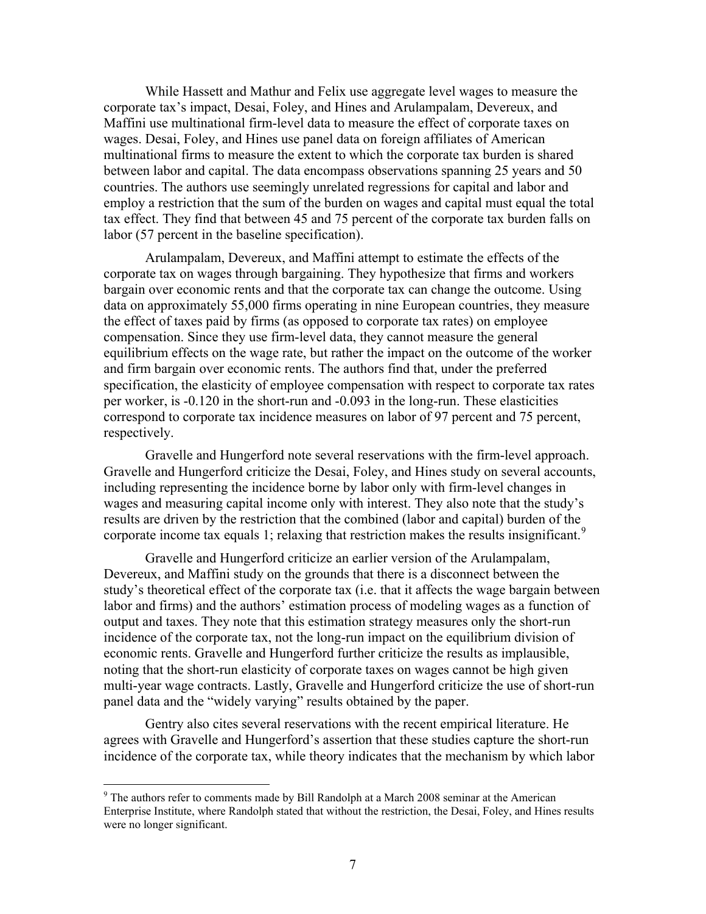While Hassett and Mathur and Felix use aggregate level wages to measure the corporate tax's impact, Desai, Foley, and Hines and Arulampalam, Devereux, and Maffini use multinational firm-level data to measure the effect of corporate taxes on wages. Desai, Foley, and Hines use panel data on foreign affiliates of American multinational firms to measure the extent to which the corporate tax burden is shared between labor and capital. The data encompass observations spanning 25 years and 50 countries. The authors use seemingly unrelated regressions for capital and labor and employ a restriction that the sum of the burden on wages and capital must equal the total tax effect. They find that between 45 and 75 percent of the corporate tax burden falls on labor (57 percent in the baseline specification).

Arulampalam, Devereux, and Maffini attempt to estimate the effects of the corporate tax on wages through bargaining. They hypothesize that firms and workers bargain over economic rents and that the corporate tax can change the outcome. Using data on approximately 55,000 firms operating in nine European countries, they measure the effect of taxes paid by firms (as opposed to corporate tax rates) on employee compensation. Since they use firm-level data, they cannot measure the general equilibrium effects on the wage rate, but rather the impact on the outcome of the worker and firm bargain over economic rents. The authors find that, under the preferred specification, the elasticity of employee compensation with respect to corporate tax rates per worker, is -0.120 in the short-run and -0.093 in the long-run. These elasticities correspond to corporate tax incidence measures on labor of 97 percent and 75 percent, respectively.

Gravelle and Hungerford note several reservations with the firm-level approach. Gravelle and Hungerford criticize the Desai, Foley, and Hines study on several accounts, including representing the incidence borne by labor only with firm-level changes in wages and measuring capital income only with interest. They also note that the study's results are driven by the restriction that the combined (labor and capital) burden of the corporate income tax equals 1; relaxing that restriction makes the results insignificant.[9]

Gravelle and Hungerford criticize an earlier version of the Arulampalam, Devereux, and Maffini study on the grounds that there is a disconnect between the study's theoretical effect of the corporate tax (i.e. that it affects the wage bargain between labor and firms) and the authors' estimation process of modeling wages as a function of output and taxes. They note that this estimation strategy measures only the short-run incidence of the corporate tax, not the long-run impact on the equilibrium division of economic rents. Gravelle and Hungerford further criticize the results as implausible, noting that the short-run elasticity of corporate taxes on wages cannot be high given multi-year wage contracts. Lastly, Gravelle and Hungerford criticize the use of short-run panel data and the "widely varying" results obtained by the paper.

Gentry also cites several reservations with the recent empirical literature. He agrees with Gravelle and Hungerford's assertion that these studies capture the short-run incidence of the corporate tax, while theory indicates that the mechanism by which labor

[9] The authors refer to comments made by Bill Randolph at a March 2008 seminar at the American Enterprise Institute, where Randolph stated that without the restriction, the Desai, Foley, and Hines results were no longer significant.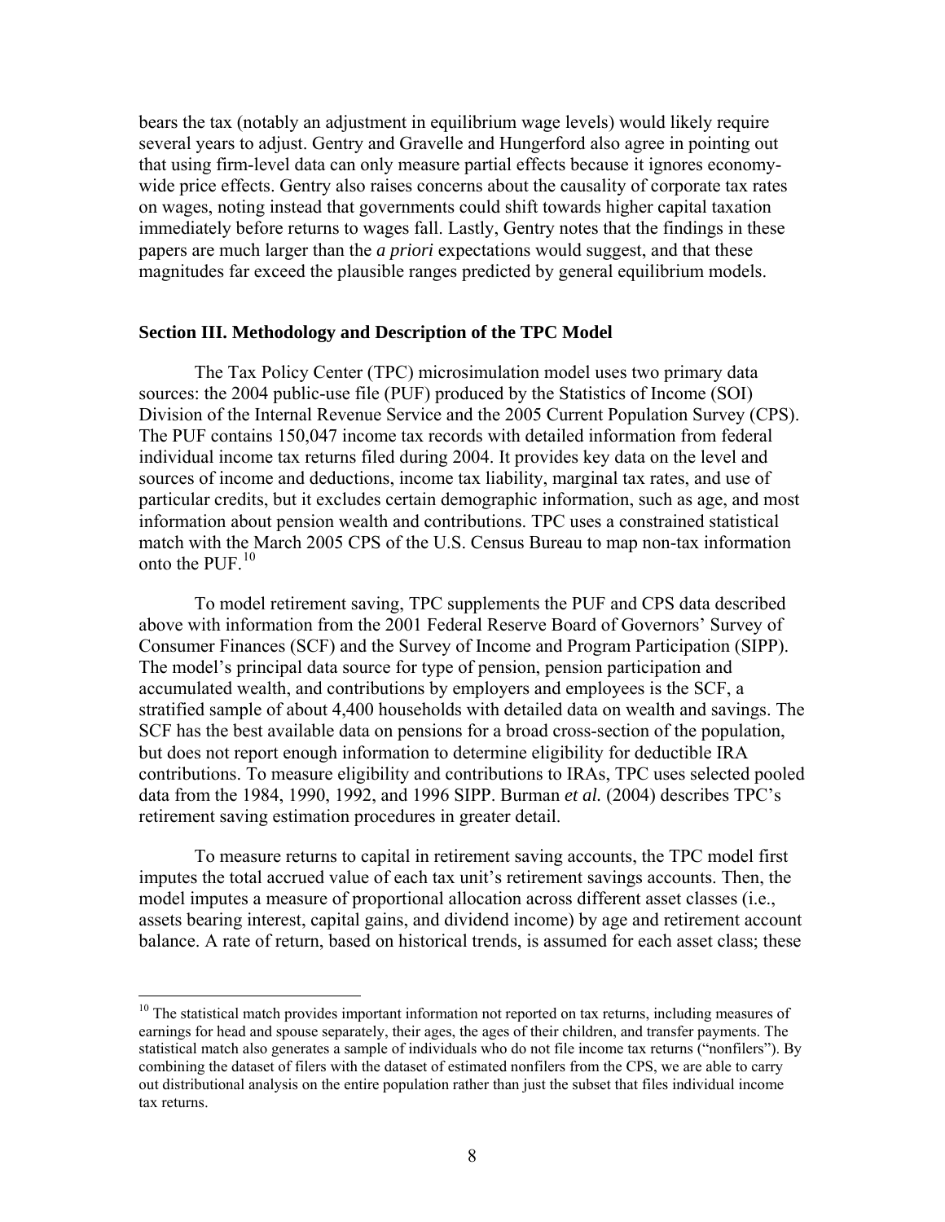bears the tax (notably an adjustment in equilibrium wage levels) would likely require several years to adjust. Gentry and Gravelle and Hungerford also agree in pointing out that using firm-level data can only measure partial effects because it ignores economy-wide price effects. Gentry also raises concerns about the causality of corporate tax rates on wages, noting instead that governments could shift towards higher capital taxation immediately before returns to wages fall. Lastly, Gentry notes that the findings in these papers are much larger than the *a priori* expectations would suggest, and that these magnitudes far exceed the plausible ranges predicted by general equilibrium models.

### Section III. Methodology and Description of the TPC Model

The Tax Policy Center (TPC) microsimulation model uses two primary data sources: the 2004 public-use file (PUF) produced by the Statistics of Income (SOI) Division of the Internal Revenue Service and the 2005 Current Population Survey (CPS). The PUF contains 150,047 income tax records with detailed information from federal individual income tax returns filed during 2004. It provides key data on the level and sources of income and deductions, income tax liability, marginal tax rates, and use of particular credits, but it excludes certain demographic information, such as age, and most information about pension wealth and contributions. TPC uses a constrained statistical match with the March 2005 CPS of the U.S. Census Bureau to map non-tax information onto the PUF.[10]

To model retirement saving, TPC supplements the PUF and CPS data described above with information from the 2001 Federal Reserve Board of Governors' Survey of Consumer Finances (SCF) and the Survey of Income and Program Participation (SIPP). The model's principal data source for type of pension, pension participation and accumulated wealth, and contributions by employers and employees is the SCF, a stratified sample of about 4,400 households with detailed data on wealth and savings. The SCF has the best available data on pensions for a broad cross-section of the population, but does not report enough information to determine eligibility for deductible IRA contributions. To measure eligibility and contributions to IRAs, TPC uses selected pooled data from the 1984, 1990, 1992, and 1996 SIPP. Burman *et al.* (2004) describes TPC's retirement saving estimation procedures in greater detail.

To measure returns to capital in retirement saving accounts, the TPC model first imputes the total accrued value of each tax unit's retirement savings accounts. Then, the model imputes a measure of proportional allocation across different asset classes (i.e., assets bearing interest, capital gains, and dividend income) by age and retirement account balance. A rate of return, based on historical trends, is assumed for each asset class; these

[10] The statistical match provides important information not reported on tax returns, including measures of earnings for head and spouse separately, their ages, the ages of their children, and transfer payments. The statistical match also generates a sample of individuals who do not file income tax returns ("nonfilers"). By combining the dataset of filers with the dataset of estimated nonfilers from the CPS, we are able to carry out distributional analysis on the entire population rather than just the subset that files individual income tax returns.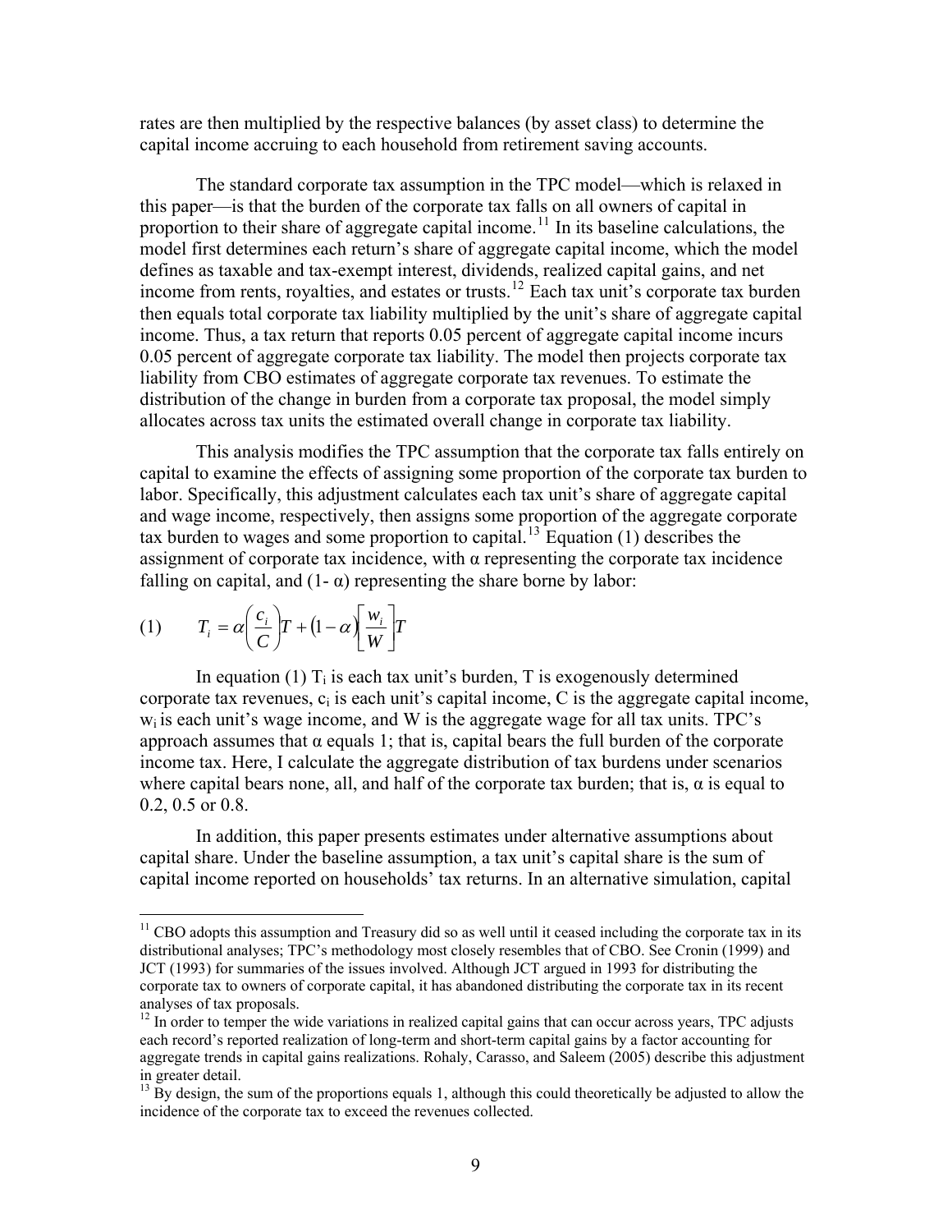rates are then multiplied by the respective balances (by asset class) to determine the capital income accruing to each household from retirement saving accounts.

The standard corporate tax assumption in the TPC model—which is relaxed in this paper—is that the burden of the corporate tax falls on all owners of capital in proportion to their share of aggregate capital income.[11] In its baseline calculations, the model first determines each return's share of aggregate capital income, which the model defines as taxable and tax-exempt interest, dividends, realized capital gains, and net income from rents, royalties, and estates or trusts.[12] Each tax unit's corporate tax burden then equals total corporate tax liability multiplied by the unit's share of aggregate capital income. Thus, a tax return that reports 0.05 percent of aggregate capital income incurs 0.05 percent of aggregate corporate tax liability. The model then projects corporate tax liability from CBO estimates of aggregate corporate tax revenues. To estimate the distribution of the change in burden from a corporate tax proposal, the model simply allocates across tax units the estimated overall change in corporate tax liability.

This analysis modifies the TPC assumption that the corporate tax falls entirely on capital to examine the effects of assigning some proportion of the corporate tax burden to labor. Specifically, this adjustment calculates each tax unit's share of aggregate capital and wage income, respectively, then assigns some proportion of the aggregate corporate tax burden to wages and some proportion to capital.[13] Equation (1) describes the assignment of corporate tax incidence, with α representing the corporate tax incidence falling on capital, and (1- α) representing the share borne by labor:

$$(1) \qquad T_i = \alpha \left( \frac{c_i}{C} \right) T + (1 - \alpha) \left[ \frac{w_i}{W} \right] T$$

In equation (1) $T_i$ is each tax unit's burden, T is exogenously determined corporate tax revenues, $c_i$ is each unit's capital income, C is the aggregate capital income, $w_i$ is each unit's wage income, and W is the aggregate wage for all tax units. TPC's approach assumes that α equals 1; that is, capital bears the full burden of the corporate income tax. Here, I calculate the aggregate distribution of tax burdens under scenarios where capital bears none, all, and half of the corporate tax burden; that is, α is equal to 0.2, 0.5 or 0.8.

In addition, this paper presents estimates under alternative assumptions about capital share. Under the baseline assumption, a tax unit's capital share is the sum of capital income reported on households' tax returns. In an alternative simulation, capital

---

[11] CBO adopts this assumption and Treasury did so as well until it ceased including the corporate tax in its distributional analyses; TPC's methodology most closely resembles that of CBO. See Cronin (1999) and JCT (1993) for summaries of the issues involved. Although JCT argued in 1993 for distributing the corporate tax to owners of corporate capital, it has abandoned distributing the corporate tax in its recent analyses of tax proposals.

[12] In order to temper the wide variations in realized capital gains that can occur across years, TPC adjusts each record's reported realization of long-term and short-term capital gains by a factor accounting for aggregate trends in capital gains realizations. Rohaly, Carasso, and Saleem (2005) describe this adjustment in greater detail.

[13] By design, the sum of the proportions equals 1, although this could theoretically be adjusted to allow the incidence of the corporate tax to exceed the revenues collected.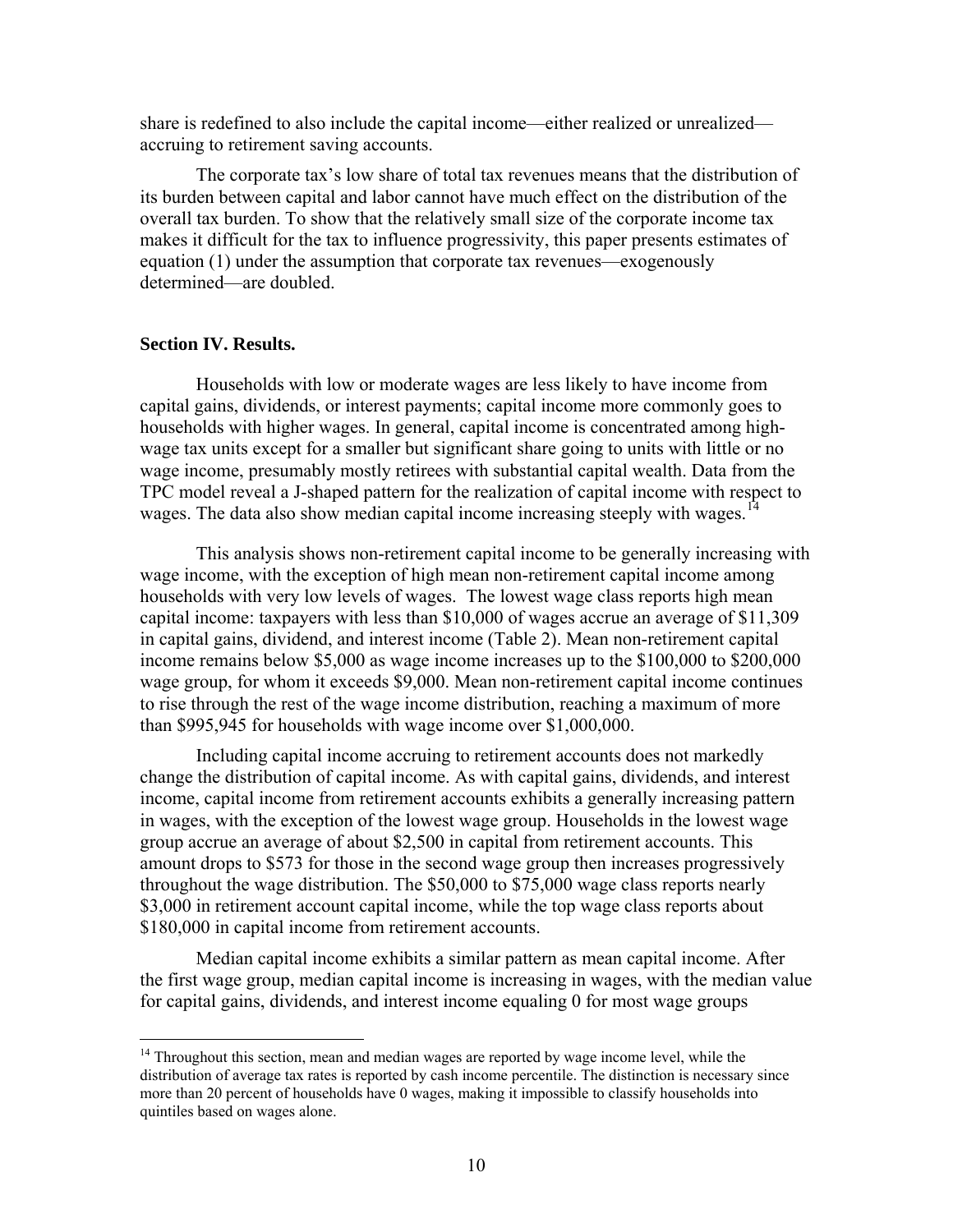share is redefined to also include the capital income—either realized or unrealized—accruing to retirement saving accounts.

The corporate tax's low share of total tax revenues means that the distribution of its burden between capital and labor cannot have much effect on the distribution of the overall tax burden. To show that the relatively small size of the corporate income tax makes it difficult for the tax to influence progressivity, this paper presents estimates of equation (1) under the assumption that corporate tax revenues—exogenously determined—are doubled.

**Section IV. Results.**

Households with low or moderate wages are less likely to have income from capital gains, dividends, or interest payments; capital income more commonly goes to households with higher wages. In general, capital income is concentrated among high-wage tax units except for a smaller but significant share going to units with little or no wage income, presumably mostly retirees with substantial capital wealth. Data from the TPC model reveal a J-shaped pattern for the realization of capital income with respect to wages. The data also show median capital income increasing steeply with wages.[14]

This analysis shows non-retirement capital income to be generally increasing with wage income, with the exception of high mean non-retirement capital income among households with very low levels of wages. The lowest wage class reports high mean capital income: taxpayers with less than $10,000 of wages accrue an average of $11,309 in capital gains, dividend, and interest income (Table 2). Mean non-retirement capital income remains below $5,000 as wage income increases up to the $100,000 to $200,000 wage group, for whom it exceeds $9,000. Mean non-retirement capital income continues to rise through the rest of the wage income distribution, reaching a maximum of more than $995,945 for households with wage income over $1,000,000.

Including capital income accruing to retirement accounts does not markedly change the distribution of capital income. As with capital gains, dividends, and interest income, capital income from retirement accounts exhibits a generally increasing pattern in wages, with the exception of the lowest wage group. Households in the lowest wage group accrue an average of about $2,500 in capital from retirement accounts. This amount drops to $573 for those in the second wage group then increases progressively throughout the wage distribution. The $50,000 to $75,000 wage class reports nearly $3,000 in retirement account capital income, while the top wage class reports about $180,000 in capital income from retirement accounts.

Median capital income exhibits a similar pattern as mean capital income. After the first wage group, median capital income is increasing in wages, with the median value for capital gains, dividends, and interest income equaling 0 for most wage groups

[14] Throughout this section, mean and median wages are reported by wage income level, while the distribution of average tax rates is reported by cash income percentile. The distinction is necessary since more than 20 percent of households have 0 wages, making it impossible to classify households into quintiles based on wages alone.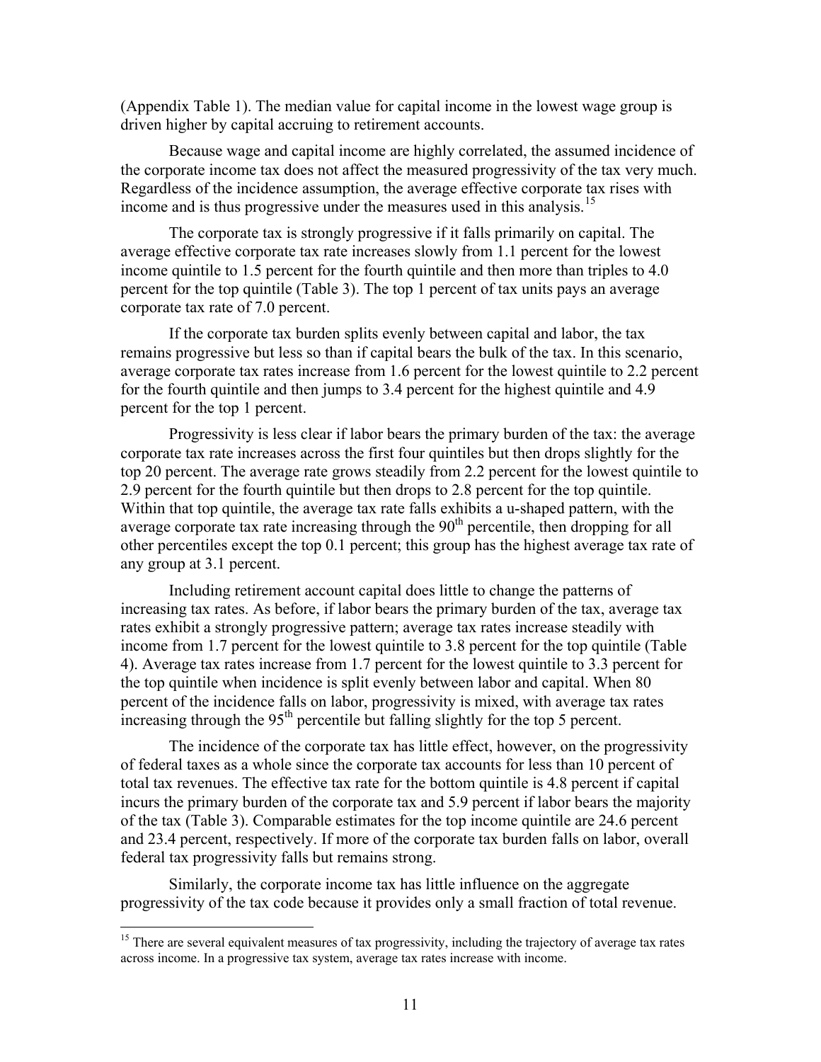(Appendix Table 1). The median value for capital income in the lowest wage group is driven higher by capital accruing to retirement accounts.

Because wage and capital income are highly correlated, the assumed incidence of the corporate income tax does not affect the measured progressivity of the tax very much. Regardless of the incidence assumption, the average effective corporate tax rises with income and is thus progressive under the measures used in this analysis.[15]

The corporate tax is strongly progressive if it falls primarily on capital. The average effective corporate tax rate increases slowly from 1.1 percent for the lowest income quintile to 1.5 percent for the fourth quintile and then more than triples to 4.0 percent for the top quintile (Table 3). The top 1 percent of tax units pays an average corporate tax rate of 7.0 percent.

If the corporate tax burden splits evenly between capital and labor, the tax remains progressive but less so than if capital bears the bulk of the tax. In this scenario, average corporate tax rates increase from 1.6 percent for the lowest quintile to 2.2 percent for the fourth quintile and then jumps to 3.4 percent for the highest quintile and 4.9 percent for the top 1 percent.

Progressivity is less clear if labor bears the primary burden of the tax: the average corporate tax rate increases across the first four quintiles but then drops slightly for the top 20 percent. The average rate grows steadily from 2.2 percent for the lowest quintile to 2.9 percent for the fourth quintile but then drops to 2.8 percent for the top quintile. Within that top quintile, the average tax rate falls exhibits a u-shaped pattern, with the average corporate tax rate increasing through the 90th percentile, then dropping for all other percentiles except the top 0.1 percent; this group has the highest average tax rate of any group at 3.1 percent.

Including retirement account capital does little to change the patterns of increasing tax rates. As before, if labor bears the primary burden of the tax, average tax rates exhibit a strongly progressive pattern; average tax rates increase steadily with income from 1.7 percent for the lowest quintile to 3.8 percent for the top quintile (Table 4). Average tax rates increase from 1.7 percent for the lowest quintile to 3.3 percent for the top quintile when incidence is split evenly between labor and capital. When 80 percent of the incidence falls on labor, progressivity is mixed, with average tax rates increasing through the 95th percentile but falling slightly for the top 5 percent.

The incidence of the corporate tax has little effect, however, on the progressivity of federal taxes as a whole since the corporate tax accounts for less than 10 percent of total tax revenues. The effective tax rate for the bottom quintile is 4.8 percent if capital incurs the primary burden of the corporate tax and 5.9 percent if labor bears the majority of the tax (Table 3). Comparable estimates for the top income quintile are 24.6 percent and 23.4 percent, respectively. If more of the corporate tax burden falls on labor, overall federal tax progressivity falls but remains strong.

Similarly, the corporate income tax has little influence on the aggregate progressivity of the tax code because it provides only a small fraction of total revenue.

[15] There are several equivalent measures of tax progressivity, including the trajectory of average tax rates across income. In a progressive tax system, average tax rates increase with income.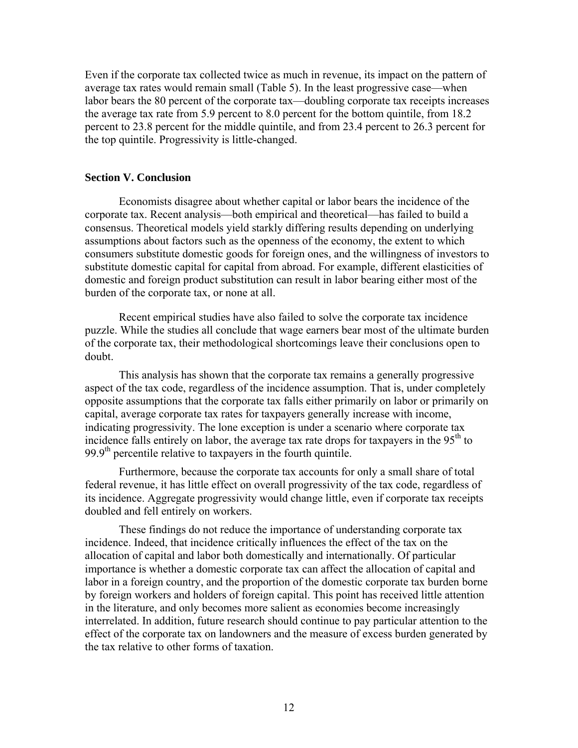Even if the corporate tax collected twice as much in revenue, its impact on the pattern of average tax rates would remain small (Table 5). In the least progressive case—when labor bears the 80 percent of the corporate tax—doubling corporate tax receipts increases the average tax rate from 5.9 percent to 8.0 percent for the bottom quintile, from 18.2 percent to 23.8 percent for the middle quintile, and from 23.4 percent to 26.3 percent for the top quintile. Progressivity is little-changed.

## Section V. Conclusion

Economists disagree about whether capital or labor bears the incidence of the corporate tax. Recent analysis—both empirical and theoretical—has failed to build a consensus. Theoretical models yield starkly differing results depending on underlying assumptions about factors such as the openness of the economy, the extent to which consumers substitute domestic goods for foreign ones, and the willingness of investors to substitute domestic capital for capital from abroad. For example, different elasticities of domestic and foreign product substitution can result in labor bearing either most of the burden of the corporate tax, or none at all.

Recent empirical studies have also failed to solve the corporate tax incidence puzzle. While the studies all conclude that wage earners bear most of the ultimate burden of the corporate tax, their methodological shortcomings leave their conclusions open to doubt.

This analysis has shown that the corporate tax remains a generally progressive aspect of the tax code, regardless of the incidence assumption. That is, under completely opposite assumptions that the corporate tax falls either primarily on labor or primarily on capital, average corporate tax rates for taxpayers generally increase with income, indicating progressivity. The lone exception is under a scenario where corporate tax incidence falls entirely on labor, the average tax rate drops for taxpayers in the $95^{th}$ to $99.9^{th}$ percentile relative to taxpayers in the fourth quintile.

Furthermore, because the corporate tax accounts for only a small share of total federal revenue, it has little effect on overall progressivity of the tax code, regardless of its incidence. Aggregate progressivity would change little, even if corporate tax receipts doubled and fell entirely on workers.

These findings do not reduce the importance of understanding corporate tax incidence. Indeed, that incidence critically influences the effect of the tax on the allocation of capital and labor both domestically and internationally. Of particular importance is whether a domestic corporate tax can affect the allocation of capital and labor in a foreign country, and the proportion of the domestic corporate tax burden borne by foreign workers and holders of foreign capital. This point has received little attention in the literature, and only becomes more salient as economies become increasingly interrelated. In addition, future research should continue to pay particular attention to the effect of the corporate tax on landowners and the measure of excess burden generated by the tax relative to other forms of taxation.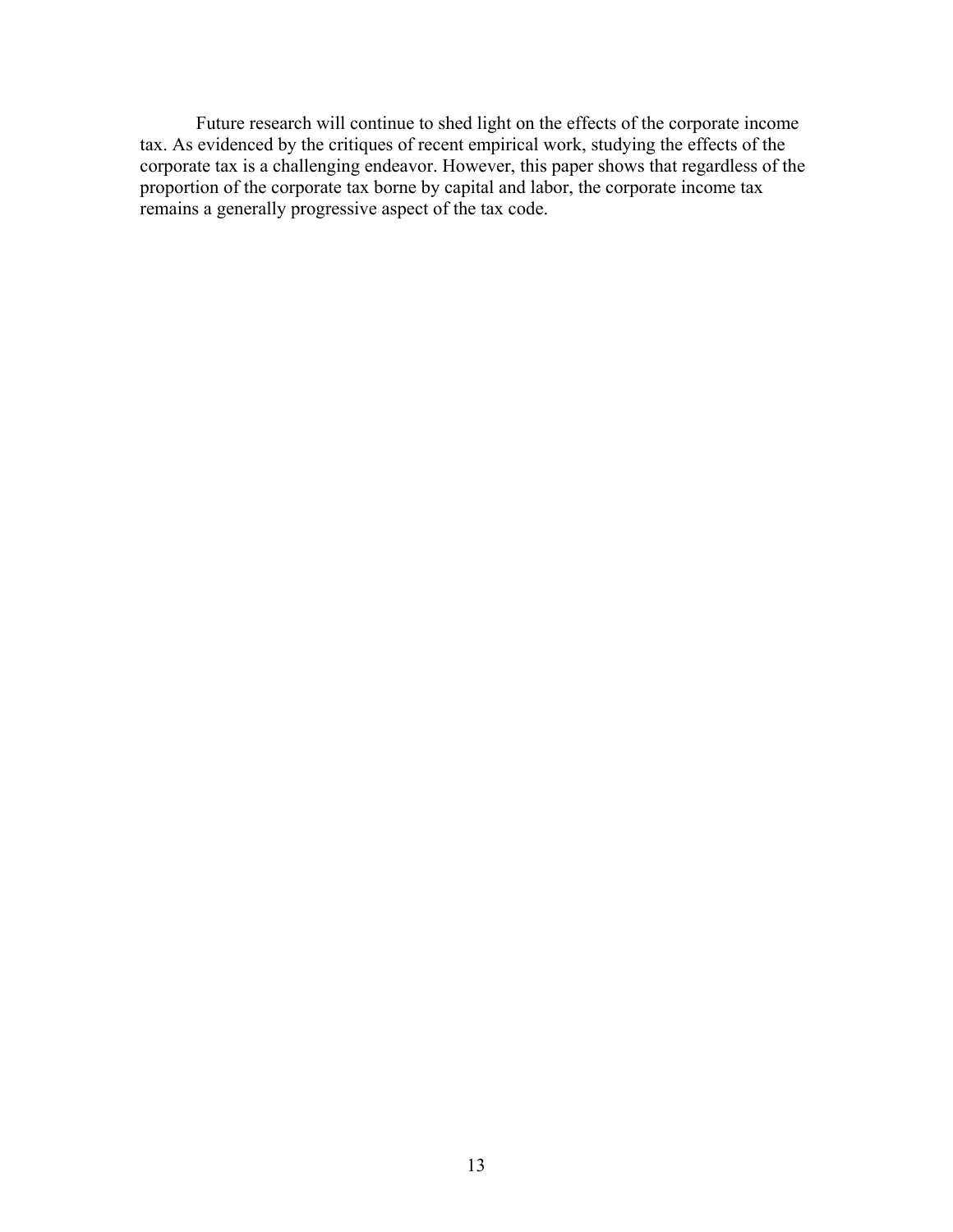Future research will continue to shed light on the effects of the corporate income tax. As evidenced by the critiques of recent empirical work, studying the effects of the corporate tax is a challenging endeavor. However, this paper shows that regardless of the proportion of the corporate tax borne by capital and labor, the corporate income tax remains a generally progressive aspect of the tax code.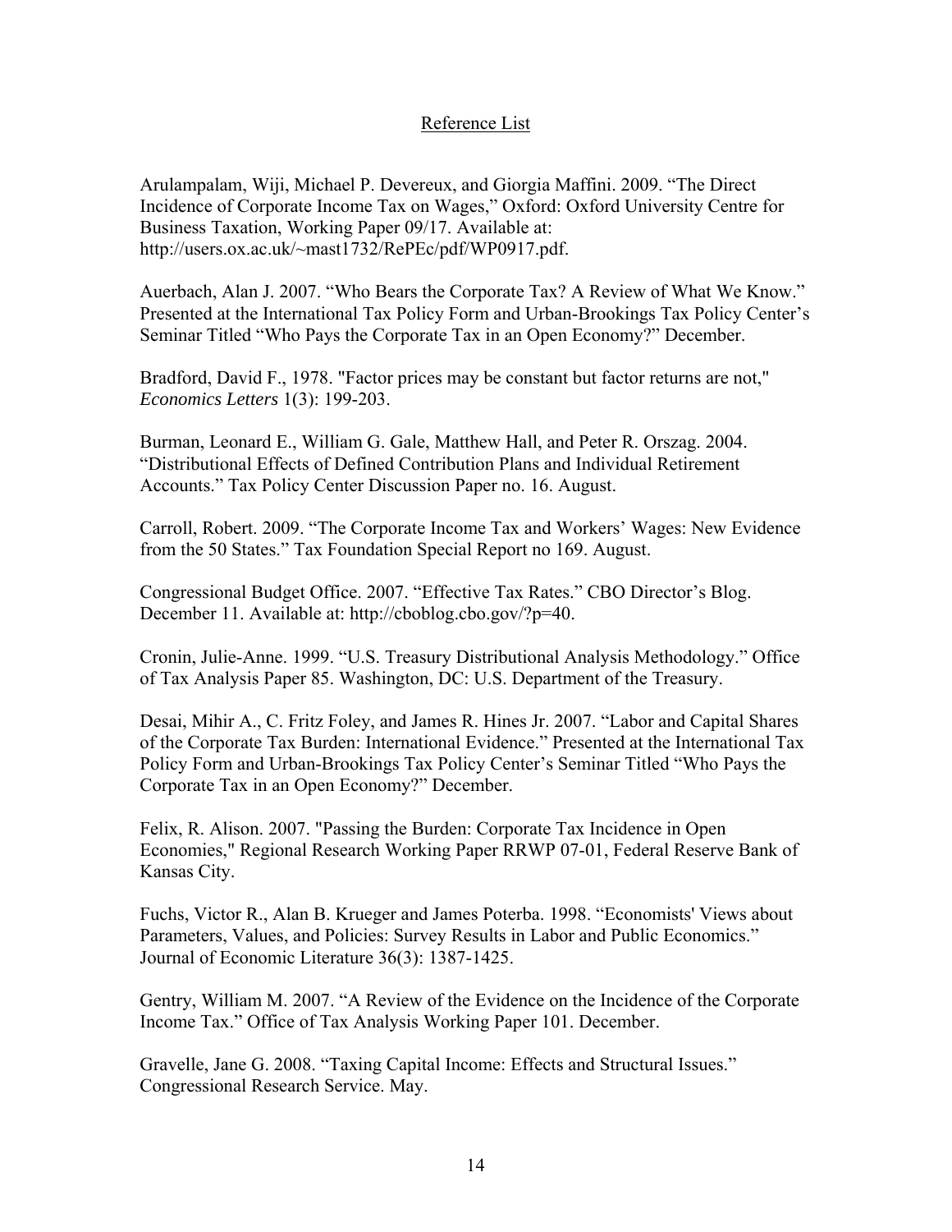# Reference List

Arulampalam, Wiji, Michael P. Devereux, and Giorgia Maffini. 2009. "The Direct Incidence of Corporate Income Tax on Wages," Oxford: Oxford University Centre for Business Taxation, Working Paper 09/17. Available at: http://users.ox.ac.uk/~mast1732/RePEc/pdf/WP0917.pdf.

Auerbach, Alan J. 2007. "Who Bears the Corporate Tax? A Review of What We Know." Presented at the International Tax Policy Form and Urban-Brookings Tax Policy Center's Seminar Titled "Who Pays the Corporate Tax in an Open Economy?" December.

Bradford, David F., 1978. "Factor prices may be constant but factor returns are not," *Economics Letters* 1(3): 199-203.

Burman, Leonard E., William G. Gale, Matthew Hall, and Peter R. Orszag. 2004. "Distributional Effects of Defined Contribution Plans and Individual Retirement Accounts." Tax Policy Center Discussion Paper no. 16. August.

Carroll, Robert. 2009. "The Corporate Income Tax and Workers' Wages: New Evidence from the 50 States." Tax Foundation Special Report no 169. August.

Congressional Budget Office. 2007. "Effective Tax Rates." CBO Director's Blog. December 11. Available at: http://cboblog.cbo.gov/?p=40.

Cronin, Julie-Anne. 1999. "U.S. Treasury Distributional Analysis Methodology." Office of Tax Analysis Paper 85. Washington, DC: U.S. Department of the Treasury.

Desai, Mihir A., C. Fritz Foley, and James R. Hines Jr. 2007. "Labor and Capital Shares of the Corporate Tax Burden: International Evidence." Presented at the International Tax Policy Form and Urban-Brookings Tax Policy Center's Seminar Titled "Who Pays the Corporate Tax in an Open Economy?" December.

Felix, R. Alison. 2007. "Passing the Burden: Corporate Tax Incidence in Open Economies," Regional Research Working Paper RRWP 07-01, Federal Reserve Bank of Kansas City.

Fuchs, Victor R., Alan B. Krueger and James Poterba. 1998. "Economists' Views about Parameters, Values, and Policies: Survey Results in Labor and Public Economics." Journal of Economic Literature 36(3): 1387-1425.

Gentry, William M. 2007. "A Review of the Evidence on the Incidence of the Corporate Income Tax." Office of Tax Analysis Working Paper 101. December.

Gravelle, Jane G. 2008. "Taxing Capital Income: Effects and Structural Issues." Congressional Research Service. May.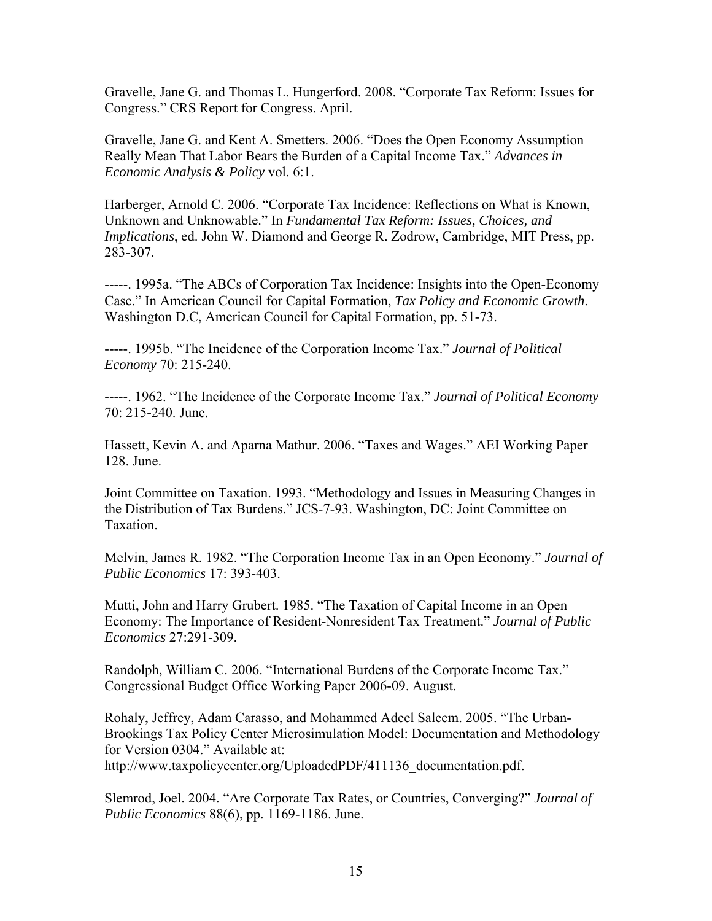Gravelle, Jane G. and Thomas L. Hungerford. 2008. "Corporate Tax Reform: Issues for Congress." CRS Report for Congress. April.

Gravelle, Jane G. and Kent A. Smetters. 2006. "Does the Open Economy Assumption Really Mean That Labor Bears the Burden of a Capital Income Tax." *Advances in Economic Analysis & Policy* vol. 6:1.

Harberger, Arnold C. 2006. "Corporate Tax Incidence: Reflections on What is Known, Unknown and Unknowable." In *Fundamental Tax Reform: Issues, Choices, and Implications*, ed. John W. Diamond and George R. Zodrow, Cambridge, MIT Press, pp. 283-307.

-----. 1995a. "The ABCs of Corporation Tax Incidence: Insights into the Open-Economy Case." In American Council for Capital Formation, *Tax Policy and Economic Growth*. Washington D.C, American Council for Capital Formation, pp. 51-73.

-----. 1995b. "The Incidence of the Corporation Income Tax." *Journal of Political Economy* 70: 215-240.

-----. 1962. "The Incidence of the Corporate Income Tax." *Journal of Political Economy* 70: 215-240. June.

Hassett, Kevin A. and Aparna Mathur. 2006. "Taxes and Wages." AEI Working Paper 128. June.

Joint Committee on Taxation. 1993. "Methodology and Issues in Measuring Changes in the Distribution of Tax Burdens." JCS-7-93. Washington, DC: Joint Committee on Taxation.

Melvin, James R. 1982. "The Corporation Income Tax in an Open Economy." *Journal of Public Economics* 17: 393-403.

Mutti, John and Harry Grubert. 1985. "The Taxation of Capital Income in an Open Economy: The Importance of Resident-Nonresident Tax Treatment." *Journal of Public Economics* 27:291-309.

Randolph, William C. 2006. "International Burdens of the Corporate Income Tax." Congressional Budget Office Working Paper 2006-09. August.

Rohaly, Jeffrey, Adam Carasso, and Mohammed Adeel Saleem. 2005. "The Urban-Brookings Tax Policy Center Microsimulation Model: Documentation and Methodology for Version 0304." Available at: http://www.taxpolicycenter.org/UploadedPDF/411136_documentation.pdf.

Slemrod, Joel. 2004. "Are Corporate Tax Rates, or Countries, Converging?" *Journal of Public Economics* 88(6), pp. 1169-1186. June.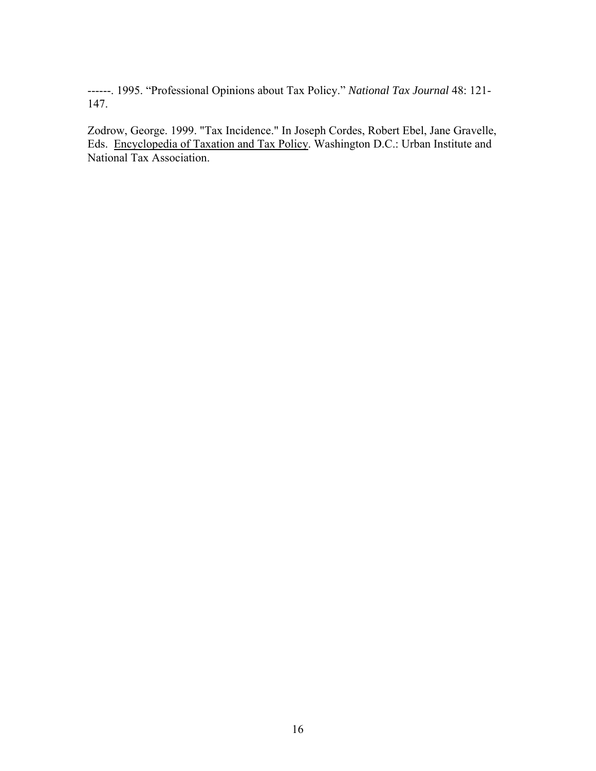------. 1995. “Professional Opinions about Tax Policy.” *National Tax Journal* 48: 121-147.

Zodrow, George. 1999. "Tax Incidence." In Joseph Cordes, Robert Ebel, Jane Gravelle, Eds. Encyclopedia of Taxation and Tax Policy. Washington D.C.: Urban Institute and National Tax Association.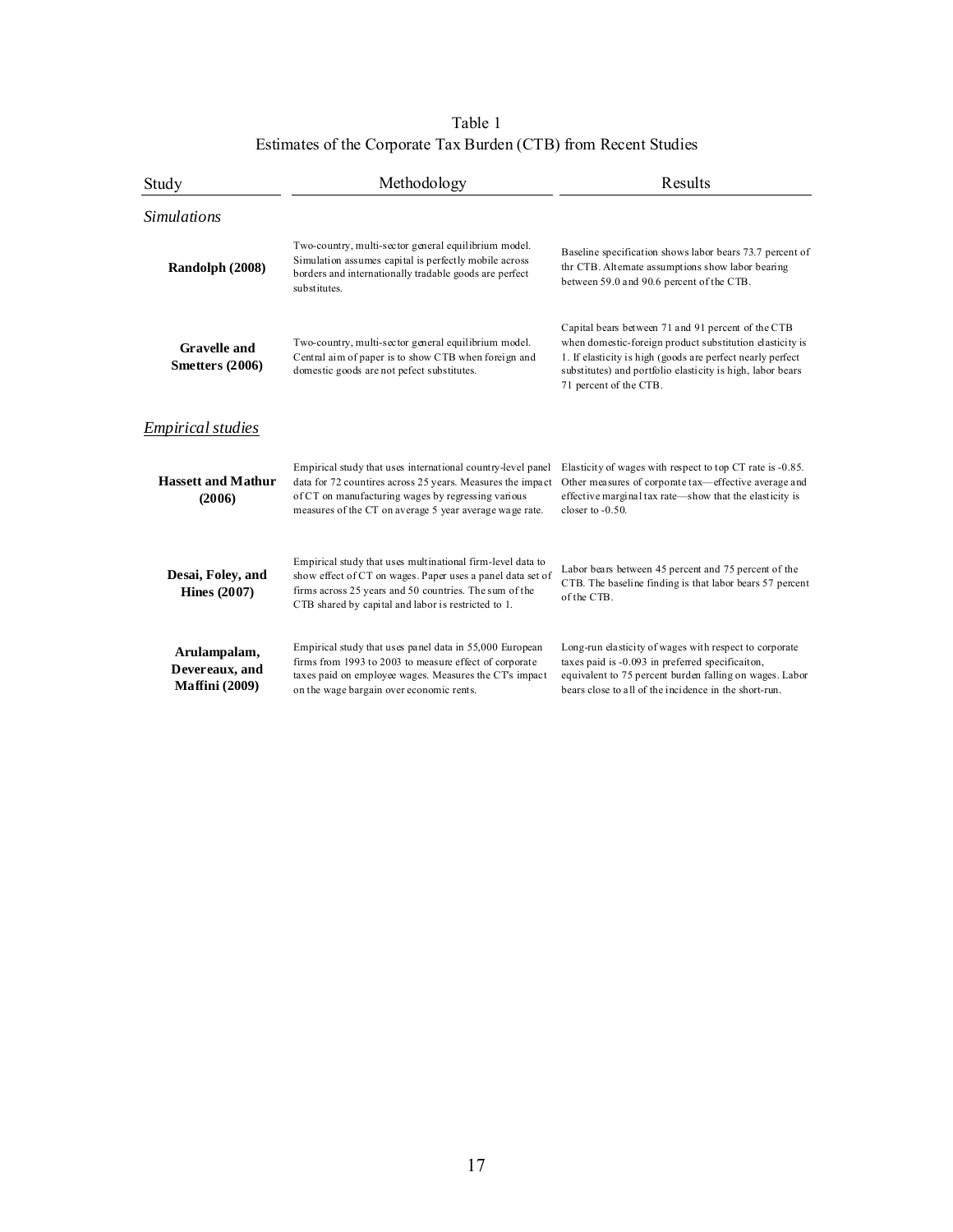Table 1
Estimates of the Corporate Tax Burden (CTB) from Recent Studies

| Study | Methodology | Results |
|---|---|---|
| *Simulations* | | |
| **Randolph (2008)** | Two-country, multi-sector general equilibrium model. Simulation assumes capital is perfectly mobile across borders and internationally tradable goods are perfect substitutes. | Baseline specification shows labor bears 73.7 percent of thr CTB. Alternate assumptions show labor bearing between 59.0 and 90.6 percent of the CTB. |
| **Gravelle and Smetters (2006)** | Two-country, multi-sector general equilibrium model. Central aim of paper is to show CTB when foreign and domestic goods are not pefect substitutes. | Capital bears between 71 and 91 percent of the CTB when domestic-foreign product substitution elasticity is 1. If elasticity is high (goods are perfect nearly perfect substitutes) and portfolio elasticity is high, labor bears 71 percent of the CTB. |
| *Empirical studies* | | |
| **Hassett and Mathur (2006)** | Empirical study that uses international country-level panel data for 72 countires across 25 years. Measures the impact of CT on manufacturing wages by regressing various measures of the CT on average 5 year average wage rate. | Elasticity of wages with respect to top CT rate is -0.85. Other measures of corporate tax—effective average and effective marginal tax rate—show that the elasticity is closer to -0.50. |
| **Desai, Foley, and Hines (2007)** | Empirical study that uses multinational firm-level data to show effect of CT on wages. Paper uses a panel data set of firms across 25 years and 50 countries. The sum of the CTB shared by capital and labor is restricted to 1. | Labor bears between 45 percent and 75 percent of the CTB. The baseline finding is that labor bears 57 percent of the CTB. |
| **Arulampalam, Devereaux, and Maffini (2009)** | Empirical study that uses panel data in 55,000 European firms from 1993 to 2003 to measure effect of corporate taxes paid on employee wages. Measures the CT's impact on the wage bargain over economic rents. | Long-run elasticity of wages with respect to corporate taxes paid is -0.093 in preferred specificaiton, equivalent to 75 percent burden falling on wages. Labor bears close to all of the incidence in the short-run. |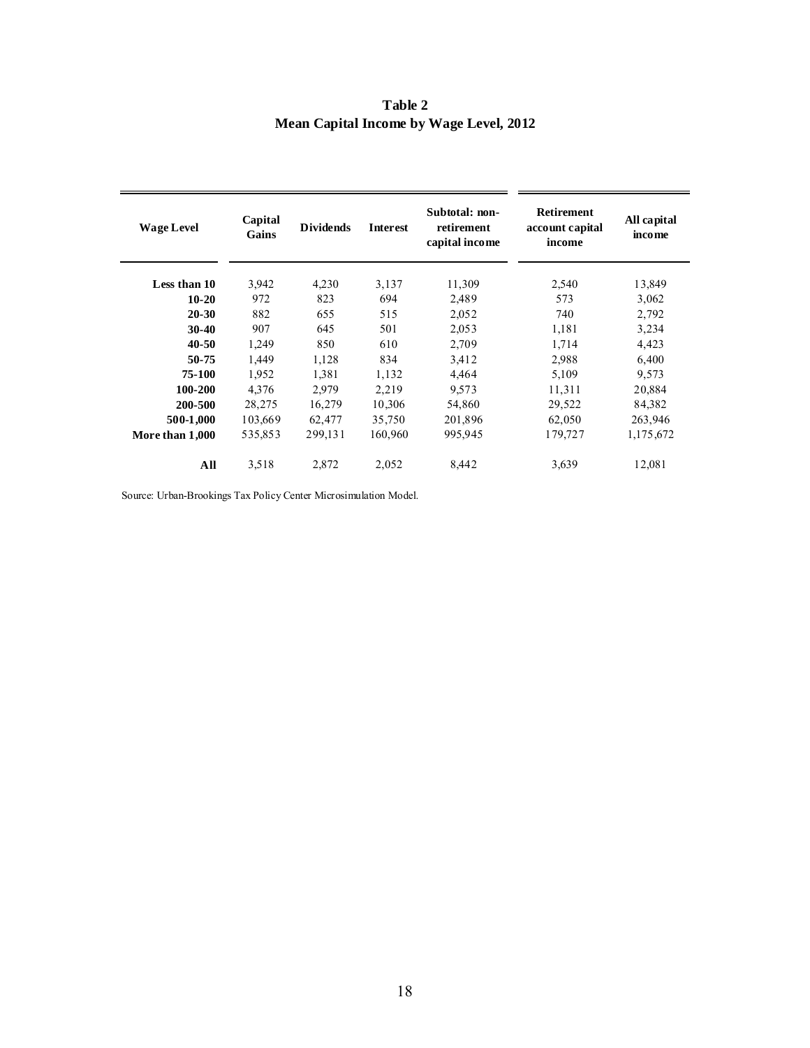**Table 2**
**Mean Capital Income by Wage Level, 2012**

| Wage Level | Capital Gains | Dividends | Interest | Subtotal: non-retirement capital income | Retirement account capital income | All capital income |
|---|---|---|---|---|---|---|
| **Less than 10** | 3,942 | 4,230 | 3,137 | 11,309 | 2,540 | 13,849 |
| **10-20** | 972 | 823 | 694 | 2,489 | 573 | 3,062 |
| **20-30** | 882 | 655 | 515 | 2,052 | 740 | 2,792 |
| **30-40** | 907 | 645 | 501 | 2,053 | 1,181 | 3,234 |
| **40-50** | 1,249 | 850 | 610 | 2,709 | 1,714 | 4,423 |
| **50-75** | 1,449 | 1,128 | 834 | 3,412 | 2,988 | 6,400 |
| **75-100** | 1,952 | 1,381 | 1,132 | 4,464 | 5,109 | 9,573 |
| **100-200** | 4,376 | 2,979 | 2,219 | 9,573 | 11,311 | 20,884 |
| **200-500** | 28,275 | 16,279 | 10,306 | 54,860 | 29,522 | 84,382 |
| **500-1,000** | 103,669 | 62,477 | 35,750 | 201,896 | 62,050 | 263,946 |
| **More than 1,000** | 535,853 | 299,131 | 160,960 | 995,945 | 179,727 | 1,175,672 |
| **All** | 3,518 | 2,872 | 2,052 | 8,442 | 3,639 | 12,081 |

Source: Urban-Brookings Tax Policy Center Microsimulation Model.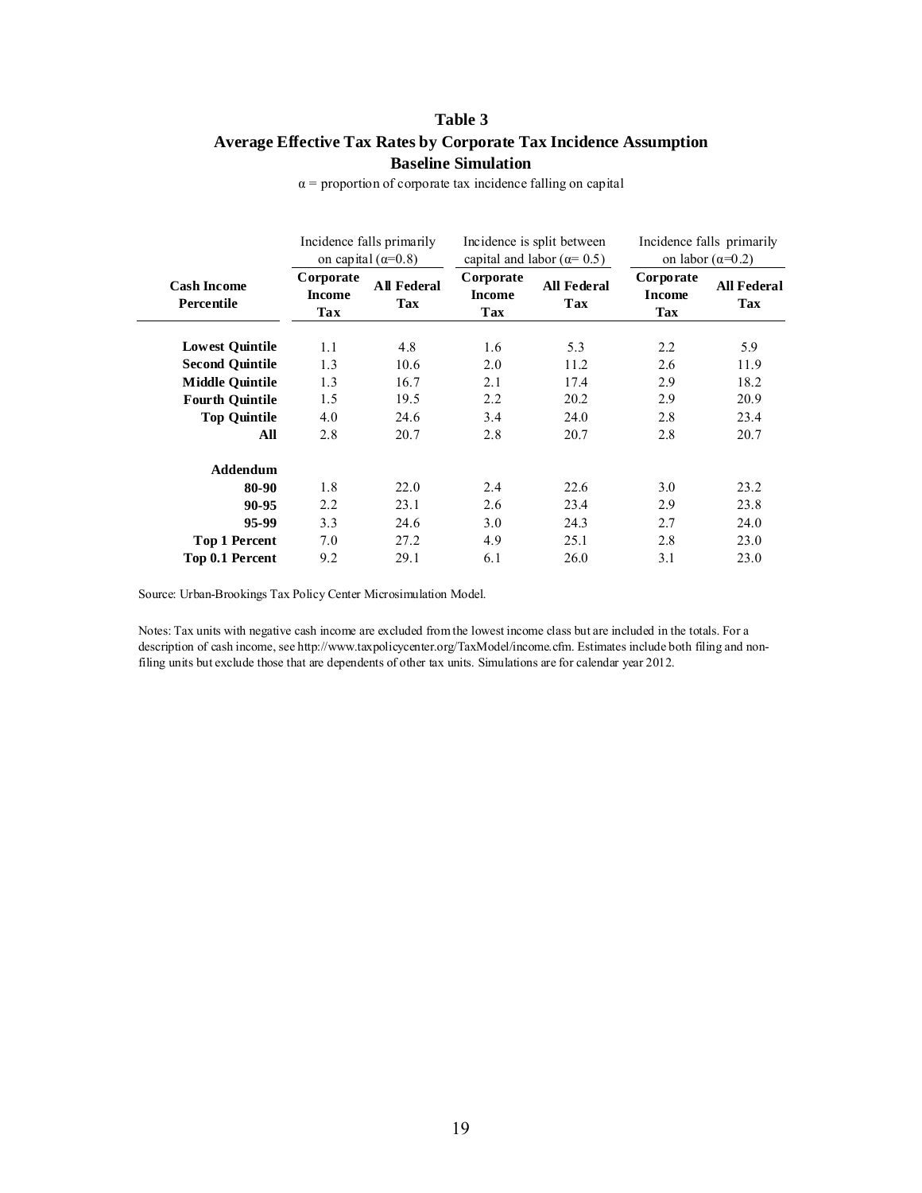**Table 3**
**Average Effective Tax Rates by Corporate Tax Incidence Assumption**
**Baseline Simulation**

$\alpha$ = proportion of corporate tax incidence falling on capital

| | Incidence falls primarily on capital ($\alpha$=0.8) | | Incidence is split between capital and labor ($\alpha$= 0.5) | | Incidence falls primarily on labor ($\alpha$=0.2) | |
|---|---|---|---|---|---|---|
| **Cash Income Percentile** | **Corporate Income Tax** | **All Federal Tax** | **Corporate Income Tax** | **All Federal Tax** | **Corporate Income Tax** | **All Federal Tax** |
| **Lowest Quintile** | 1.1 | 4.8 | 1.6 | 5.3 | 2.2 | 5.9 |
| **Second Quintile** | 1.3 | 10.6 | 2.0 | 11.2 | 2.6 | 11.9 |
| **Middle Quintile** | 1.3 | 16.7 | 2.1 | 17.4 | 2.9 | 18.2 |
| **Fourth Quintile** | 1.5 | 19.5 | 2.2 | 20.2 | 2.9 | 20.9 |
| **Top Quintile** | 4.0 | 24.6 | 3.4 | 24.0 | 2.8 | 23.4 |
| **All** | 2.8 | 20.7 | 2.8 | 20.7 | 2.8 | 20.7 |
| **Addendum** | | | | | | |
| **80-90** | 1.8 | 22.0 | 2.4 | 22.6 | 3.0 | 23.2 |
| **90-95** | 2.2 | 23.1 | 2.6 | 23.4 | 2.9 | 23.8 |
| **95-99** | 3.3 | 24.6 | 3.0 | 24.3 | 2.7 | 24.0 |
| **Top 1 Percent** | 7.0 | 27.2 | 4.9 | 25.1 | 2.8 | 23.0 |
| **Top 0.1 Percent** | 9.2 | 29.1 | 6.1 | 26.0 | 3.1 | 23.0 |

Source: Urban-Brookings Tax Policy Center Microsimulation Model.

Notes: Tax units with negative cash income are excluded from the lowest income class but are included in the totals. For a description of cash income, see http://www.taxpolicycenter.org/TaxModel/income.cfm. Estimates include both filing and non-filing units but exclude those that are dependents of other tax units. Simulations are for calendar year 2012.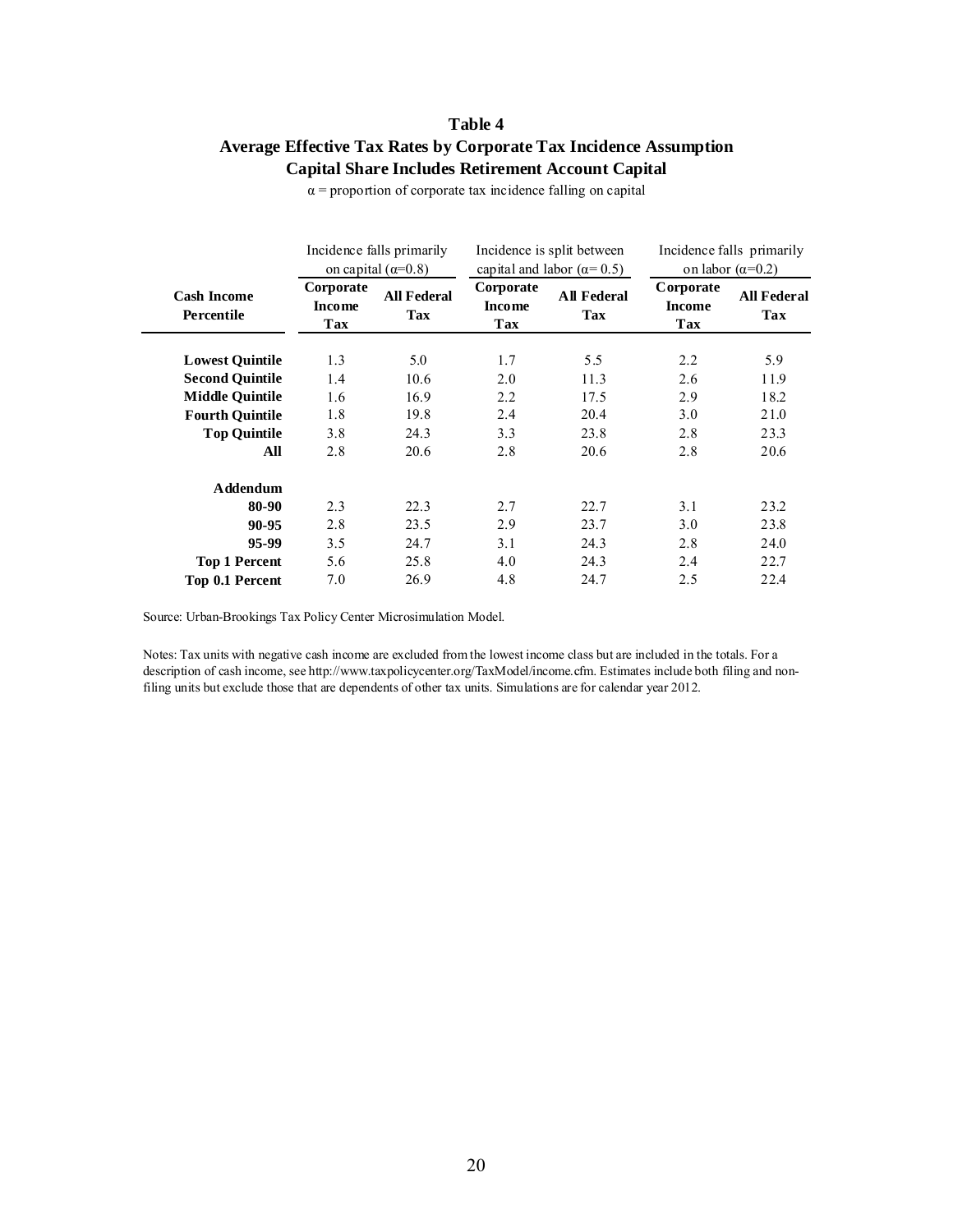**Table 4**

**Average Effective Tax Rates by Corporate Tax Incidence Assumption**

**Capital Share Includes Retirement Account Capital**

$\alpha$ = proportion of corporate tax incidence falling on capital

| | Incidence falls primarily on capital ($\alpha$=0.8) | | Incidence is split between capital and labor ($\alpha$= 0.5) | | Incidence falls primarily on labor ($\alpha$=0.2) | |
|---|---|---|---|---|---|---|
| **Cash Income Percentile** | **Corporate Income Tax** | **All Federal Tax** | **Corporate Income Tax** | **All Federal Tax** | **Corporate Income Tax** | **All Federal Tax** |
| **Lowest Quintile** | 1.3 | 5.0 | 1.7 | 5.5 | 2.2 | 5.9 |
| **Second Quintile** | 1.4 | 10.6 | 2.0 | 11.3 | 2.6 | 11.9 |
| **Middle Quintile** | 1.6 | 16.9 | 2.2 | 17.5 | 2.9 | 18.2 |
| **Fourth Quintile** | 1.8 | 19.8 | 2.4 | 20.4 | 3.0 | 21.0 |
| **Top Quintile** | 3.8 | 24.3 | 3.3 | 23.8 | 2.8 | 23.3 |
| **All** | 2.8 | 20.6 | 2.8 | 20.6 | 2.8 | 20.6 |
| **Addendum** | | | | | | |
| **80-90** | 2.3 | 22.3 | 2.7 | 22.7 | 3.1 | 23.2 |
| **90-95** | 2.8 | 23.5 | 2.9 | 23.7 | 3.0 | 23.8 |
| **95-99** | 3.5 | 24.7 | 3.1 | 24.3 | 2.8 | 24.0 |
| **Top 1 Percent** | 5.6 | 25.8 | 4.0 | 24.3 | 2.4 | 22.7 |
| **Top 0.1 Percent** | 7.0 | 26.9 | 4.8 | 24.7 | 2.5 | 22.4 |

Source: Urban-Brookings Tax Policy Center Microsimulation Model.

Notes: Tax units with negative cash income are excluded from the lowest income class but are included in the totals. For a description of cash income, see http://www.taxpolicycenter.org/TaxModel/income.cfm. Estimates include both filing and non-filing units but exclude those that are dependents of other tax units. Simulations are for calendar year 2012.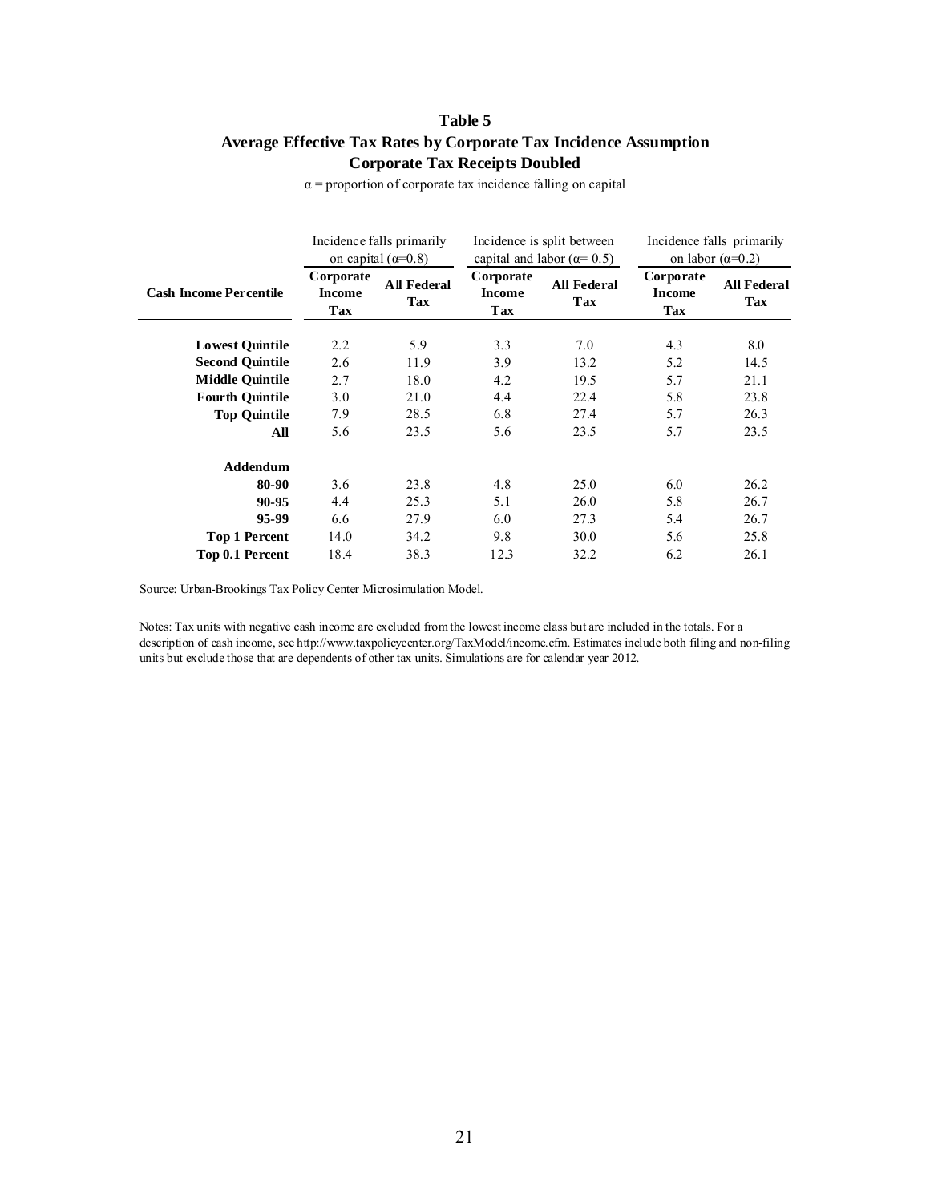## Table 5

## Average Effective Tax Rates by Corporate Tax Incidence Assumption

## Corporate Tax Receipts Doubled

$\alpha$ = proportion of corporate tax incidence falling on capital

| Cash Income Percentile | Incidence falls primarily on capital ($\alpha$=0.8) | | Incidence is split between capital and labor ($\alpha$= 0.5) | | Incidence falls primarily on labor ($\alpha$=0.2) | |
|---|---|---|---|---|---|---|
| | Corporate Income Tax | All Federal Tax | Corporate Income Tax | All Federal Tax | Corporate Income Tax | All Federal Tax |
| **Lowest Quintile** | 2.2 | 5.9 | 3.3 | 7.0 | 4.3 | 8.0 |
| **Second Quintile** | 2.6 | 11.9 | 3.9 | 13.2 | 5.2 | 14.5 |
| **Middle Quintile** | 2.7 | 18.0 | 4.2 | 19.5 | 5.7 | 21.1 |
| **Fourth Quintile** | 3.0 | 21.0 | 4.4 | 22.4 | 5.8 | 23.8 |
| **Top Quintile** | 7.9 | 28.5 | 6.8 | 27.4 | 5.7 | 26.3 |
| **All** | 5.6 | 23.5 | 5.6 | 23.5 | 5.7 | 23.5 |
| **Addendum** | | | | | | |
| **80-90** | 3.6 | 23.8 | 4.8 | 25.0 | 6.0 | 26.2 |
| **90-95** | 4.4 | 25.3 | 5.1 | 26.0 | 5.8 | 26.7 |
| **95-99** | 6.6 | 27.9 | 6.0 | 27.3 | 5.4 | 26.7 |
| **Top 1 Percent** | 14.0 | 34.2 | 9.8 | 30.0 | 5.6 | 25.8 |
| **Top 0.1 Percent** | 18.4 | 38.3 | 12.3 | 32.2 | 6.2 | 26.1 |

Source: Urban-Brookings Tax Policy Center Microsimulation Model.

Notes: Tax units with negative cash income are excluded from the lowest income class but are included in the totals. For a description of cash income, see http://www.taxpolicycenter.org/TaxModel/income.cfm. Estimates include both filing and non-filing units but exclude those that are dependents of other tax units. Simulations are for calendar year 2012.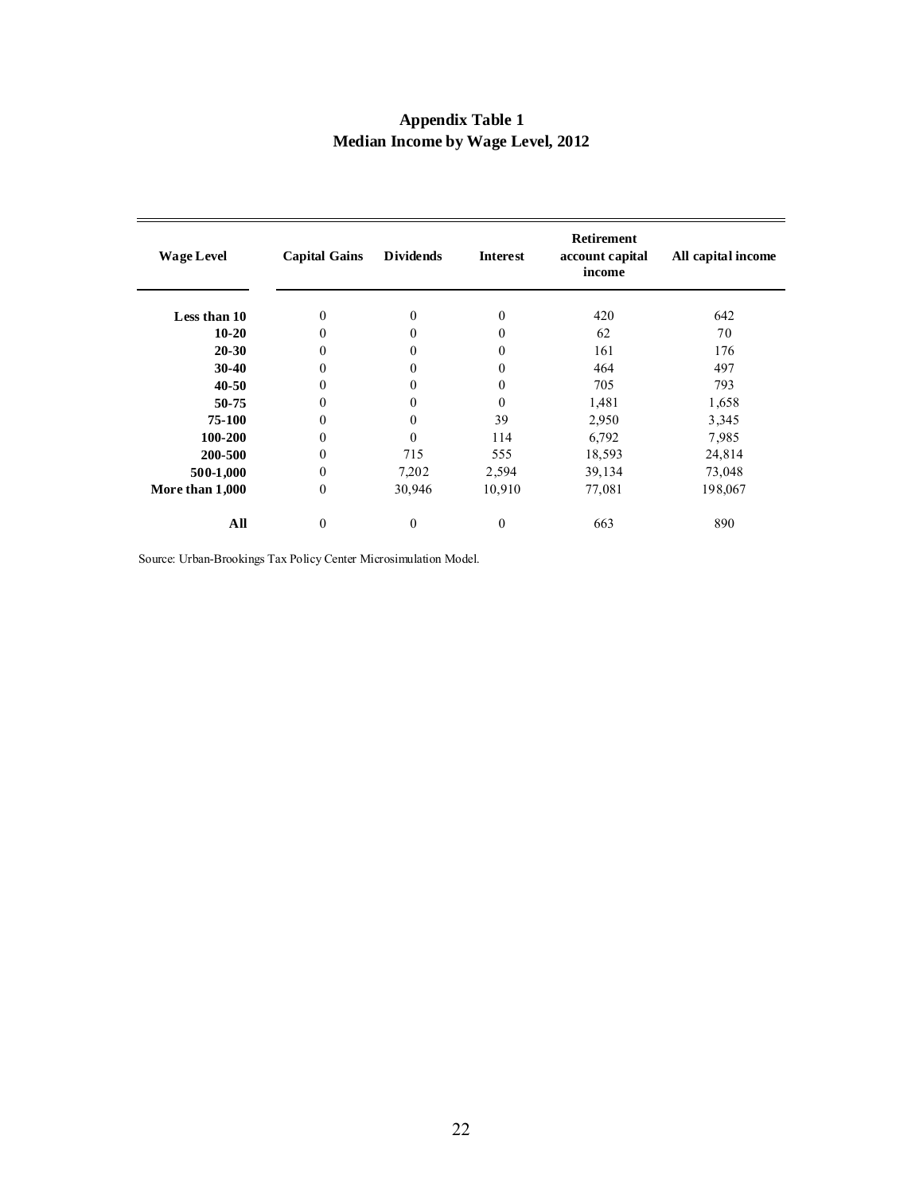# Appendix Table 1
## Median Income by Wage Level, 2012

| Wage Level | Capital Gains | Dividends | Interest | Retirement account capital income | All capital income |
|---|---|---|---|---|---|
| **Less than 10** | 0 | 0 | 0 | 420 | 642 |
| **10-20** | 0 | 0 | 0 | 62 | 70 |
| **20-30** | 0 | 0 | 0 | 161 | 176 |
| **30-40** | 0 | 0 | 0 | 464 | 497 |
| **40-50** | 0 | 0 | 0 | 705 | 793 |
| **50-75** | 0 | 0 | 0 | 1,481 | 1,658 |
| **75-100** | 0 | 0 | 39 | 2,950 | 3,345 |
| **100-200** | 0 | 0 | 114 | 6,792 | 7,985 |
| **200-500** | 0 | 715 | 555 | 18,593 | 24,814 |
| **500-1,000** | 0 | 7,202 | 2,594 | 39,134 | 73,048 |
| **More than 1,000** | 0 | 30,946 | 10,910 | 77,081 | 198,067 |
| **All** | 0 | 0 | 0 | 663 | 890 |

Source: Urban-Brookings Tax Policy Center Microsimulation Model.